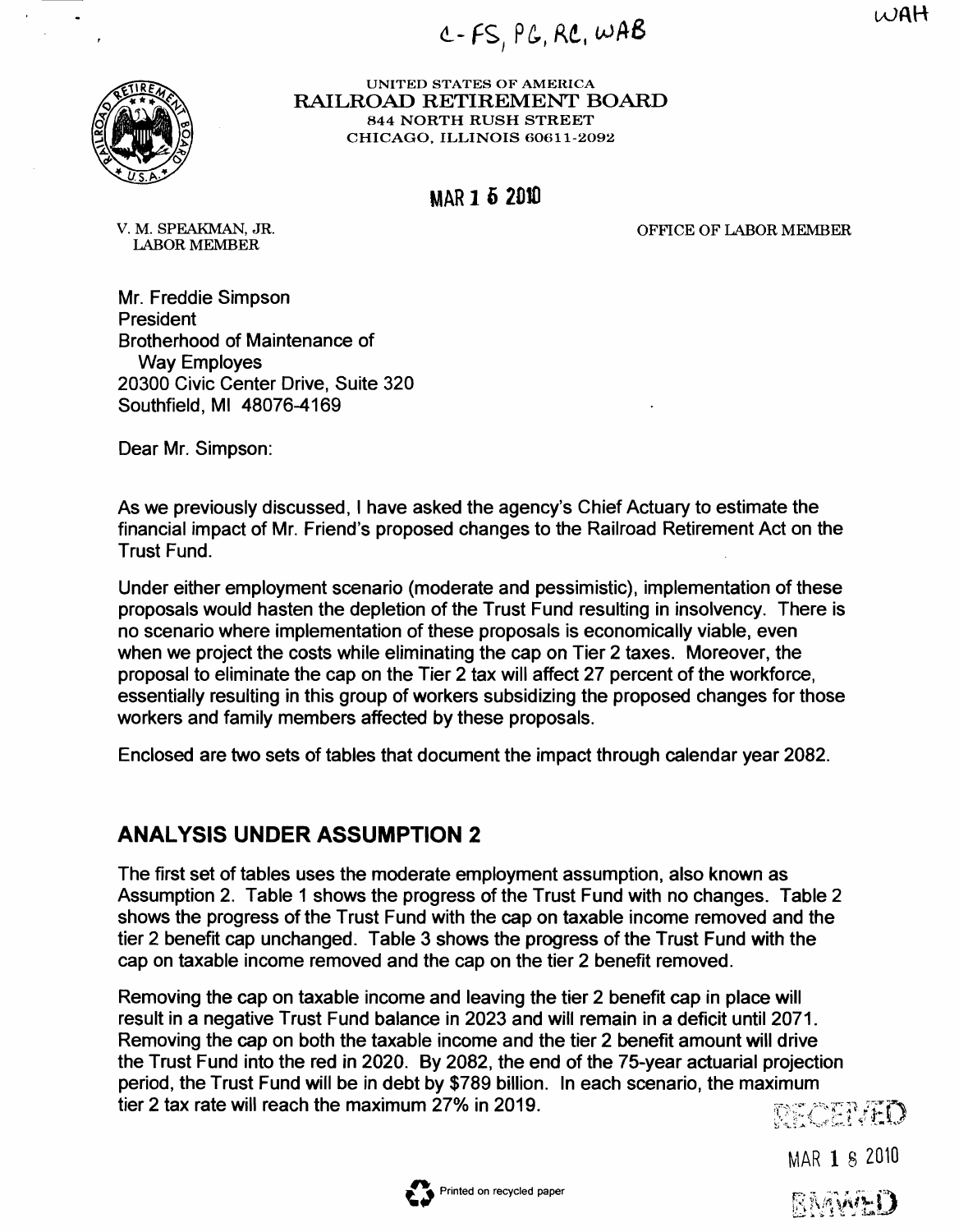C- FS, PG, RC, WAB

WAH

UNITED STATES OF AMERICA
RAILROAD RETIREMENT BOARD
844 NORTH RUSH STREET
CHICAGO, ILLINOIS 60611-2092

MAR 1 5 2010

V. M. SPEAKMAN, JR.
LABOR MEMBER

OFFICE OF LABOR MEMBER

Mr. Freddie Simpson
President
Brotherhood of Maintenance of
Way Employes
20300 Civic Center Drive, Suite 320
Southfield, MI 48076-4169

Dear Mr. Simpson:

As we previously discussed, I have asked the agency's Chief Actuary to estimate the financial impact of Mr. Friend's proposed changes to the Railroad Retirement Act on the Trust Fund.

Under either employment scenario (moderate and pessimistic), implementation of these proposals would hasten the depletion of the Trust Fund resulting in insolvency. There is no scenario where implementation of these proposals is economically viable, even when we project the costs while eliminating the cap on Tier 2 taxes. Moreover, the proposal to eliminate the cap on the Tier 2 tax will affect 27 percent of the workforce, essentially resulting in this group of workers subsidizing the proposed changes for those workers and family members affected by these proposals.

Enclosed are two sets of tables that document the impact through calendar year 2082.

## ANALYSIS UNDER ASSUMPTION 2

The first set of tables uses the moderate employment assumption, also known as Assumption 2. Table 1 shows the progress of the Trust Fund with no changes. Table 2 shows the progress of the Trust Fund with the cap on taxable income removed and the tier 2 benefit cap unchanged. Table 3 shows the progress of the Trust Fund with the cap on taxable income removed and the cap on the tier 2 benefit removed.

Removing the cap on taxable income and leaving the tier 2 benefit cap in place will result in a negative Trust Fund balance in 2023 and will remain in a deficit until 2071. Removing the cap on both the taxable income and the tier 2 benefit amount will drive the Trust Fund into the red in 2020. By 2082, the end of the 75-year actuarial projection period, the Trust Fund will be in debt by $789 billion. In each scenario, the maximum tier 2 tax rate will reach the maximum 27% in 2019.

RECEIVED

MAR 1 8 2010

BMWED

Printed on recycled paper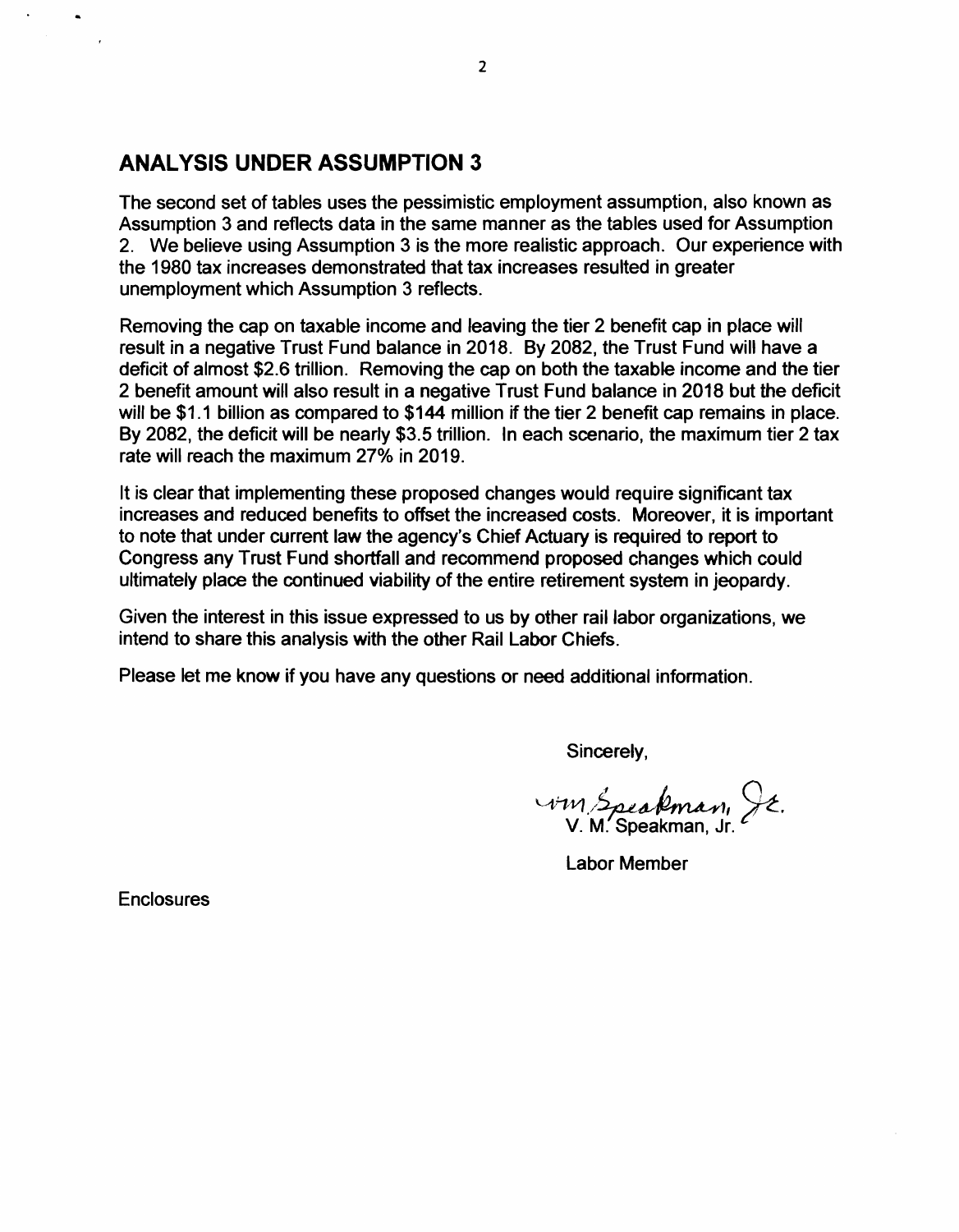## ANALYSIS UNDER ASSUMPTION 3

The second set of tables uses the pessimistic employment assumption, also known as Assumption 3 and reflects data in the same manner as the tables used for Assumption 2. We believe using Assumption 3 is the more realistic approach. Our experience with the 1980 tax increases demonstrated that tax increases resulted in greater unemployment which Assumption 3 reflects.

Removing the cap on taxable income and leaving the tier 2 benefit cap in place will result in a negative Trust Fund balance in 2018. By 2082, the Trust Fund will have a deficit of almost $2.6 trillion. Removing the cap on both the taxable income and the tier 2 benefit amount will also result in a negative Trust Fund balance in 2018 but the deficit will be $1.1 billion as compared to $144 million if the tier 2 benefit cap remains in place. By 2082, the deficit will be nearly $3.5 trillion. In each scenario, the maximum tier 2 tax rate will reach the maximum 27% in 2019.

It is clear that implementing these proposed changes would require significant tax increases and reduced benefits to offset the increased costs. Moreover, it is important to note that under current law the agency's Chief Actuary is required to report to Congress any Trust Fund shortfall and recommend proposed changes which could ultimately place the continued viability of the entire retirement system in jeopardy.

Given the interest in this issue expressed to us by other rail labor organizations, we intend to share this analysis with the other Rail Labor Chiefs.

Please let me know if you have any questions or need additional information.

Sincerely,

V. M. Speakman, Jr.

Labor Member

Enclosures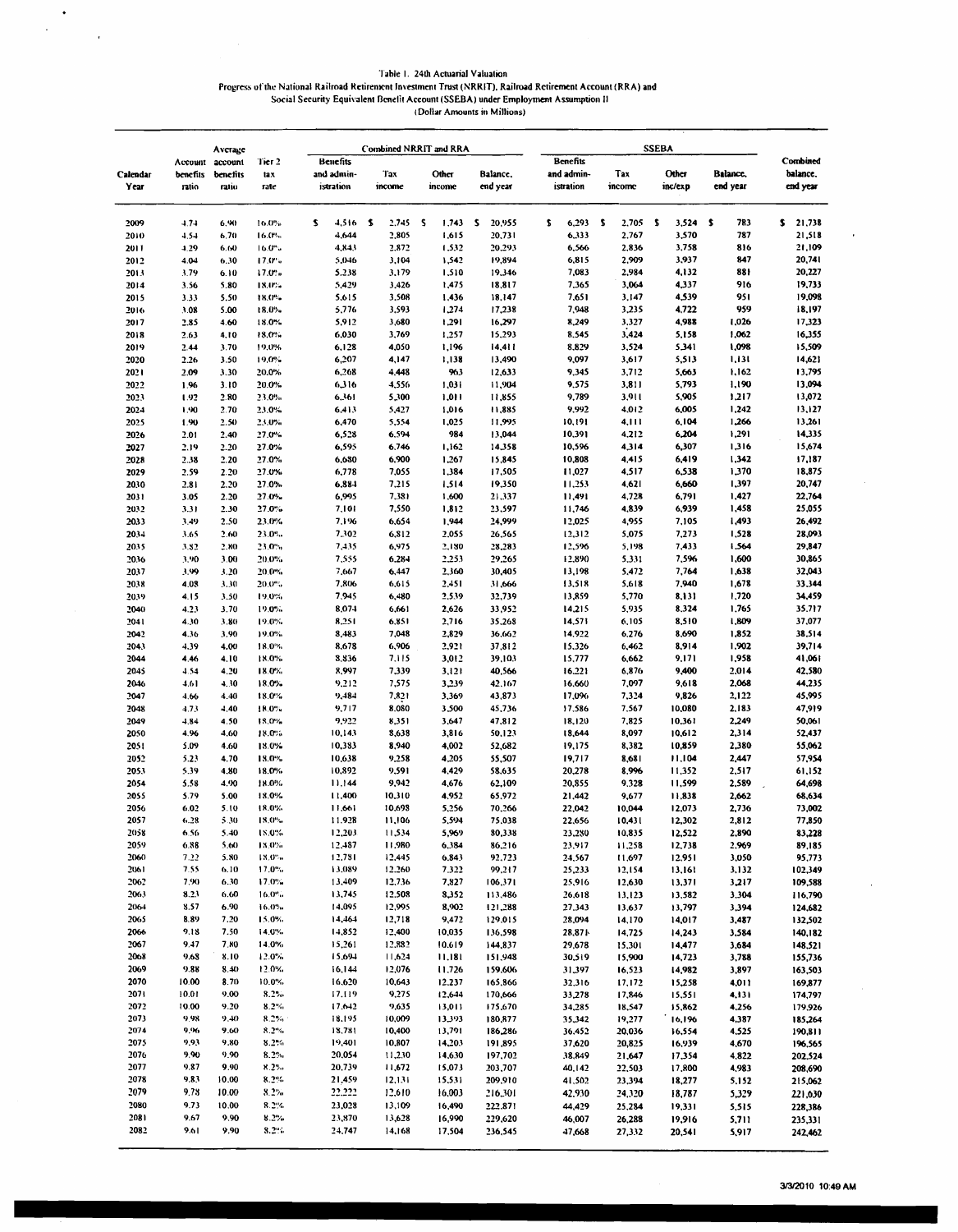Table 1. 24th Actuarial Valuation
Progress of the National Railroad Retirement Investment Trust (NRRIT), Railroad Retirement Account (RRA) and Social Security Equivalent Benefit Account (SSEBA) under Employment Assumption II
(Dollar Amounts in Millions)

| Calendar Year | Account benefits ratio | Average account benefits ratio | Tier 2 tax rate | Combined NRRIT and RRA: Benefits and administration | Combined NRRIT and RRA: Tax income | Combined NRRIT and RRA: Other income | Combined NRRIT and RRA: Balance, end year | SSEBA: Benefits and administration | SSEBA: Tax income | SSEBA: Other inc/exp | SSEBA: Balance, end year | Combined balance, end year |
|---|---|---|---|---|---|---|---|---|---|---|---|---|
| 2009 | 4.74 | 6.90 | 16.0% | $ 4,516 | $ 2,745 | $ 1,743 | $ 20,955 | $ 6,293 | $ 2,705 | $ 3,524 | $ 783 | $ 21,738 |
| 2010 | 4.54 | 6.70 | 16.0% | 4,644 | 2,805 | 1,615 | 20,731 | 6,333 | 2,767 | 3,570 | 787 | 21,518 |
| 2011 | 4.29 | 6.60 | 16.0% | 4,843 | 2,872 | 1,532 | 20,293 | 6,566 | 2,836 | 3,758 | 816 | 21,109 |
| 2012 | 4.04 | 6.30 | 17.0% | 5,046 | 3,104 | 1,542 | 19,894 | 6,815 | 2,909 | 3,937 | 847 | 20,741 |
| 2013 | 3.79 | 6.10 | 17.0% | 5,238 | 3,179 | 1,510 | 19,346 | 7,083 | 2,984 | 4,132 | 881 | 20,227 |
| 2014 | 3.56 | 5.80 | 18.0% | 5,429 | 3,426 | 1,475 | 18,817 | 7,365 | 3,064 | 4,337 | 916 | 19,733 |
| 2015 | 3.33 | 5.50 | 18.0% | 5,615 | 3,508 | 1,436 | 18,147 | 7,651 | 3,147 | 4,539 | 951 | 19,098 |
| 2016 | 3.08 | 5.00 | 18.0% | 5,776 | 3,593 | 1,274 | 17,238 | 7,948 | 3,235 | 4,722 | 959 | 18,197 |
| 2017 | 2.85 | 4.60 | 18.0% | 5,912 | 3,680 | 1,291 | 16,297 | 8,249 | 3,327 | 4,988 | 1,026 | 17,323 |
| 2018 | 2.63 | 4.10 | 18.0% | 6,030 | 3,769 | 1,257 | 15,293 | 8,545 | 3,424 | 5,158 | 1,062 | 16,355 |
| 2019 | 2.44 | 3.70 | 19.0% | 6,128 | 4,050 | 1,196 | 14,411 | 8,829 | 3,524 | 5,341 | 1,098 | 15,509 |
| 2020 | 2.26 | 3.50 | 19.0% | 6,207 | 4,147 | 1,138 | 13,490 | 9,097 | 3,617 | 5,513 | 1,131 | 14,621 |
| 2021 | 2.09 | 3.30 | 20.0% | 6,268 | 4,448 | 963 | 12,633 | 9,345 | 3,712 | 5,663 | 1,162 | 13,795 |
| 2022 | 1.96 | 3.10 | 20.0% | 6,316 | 4,556 | 1,031 | 11,904 | 9,575 | 3,811 | 5,793 | 1,190 | 13,094 |
| 2023 | 1.92 | 2.80 | 23.0% | 6,361 | 5,300 | 1,011 | 11,855 | 9,789 | 3,911 | 5,905 | 1,217 | 13,072 |
| 2024 | 1.90 | 2.70 | 23.0% | 6,413 | 5,427 | 1,016 | 11,885 | 9,992 | 4,012 | 6,005 | 1,242 | 13,127 |
| 2025 | 1.90 | 2.50 | 23.0% | 6,470 | 5,554 | 1,025 | 11,995 | 10,191 | 4,111 | 6,104 | 1,266 | 13,261 |
| 2026 | 2.01 | 2.40 | 27.0% | 6,528 | 6,594 | 984 | 13,044 | 10,391 | 4,212 | 6,204 | 1,291 | 14,335 |
| 2027 | 2.19 | 2.20 | 27.0% | 6,595 | 6,746 | 1,162 | 14,358 | 10,596 | 4,314 | 6,307 | 1,316 | 15,674 |
| 2028 | 2.38 | 2.20 | 27.0% | 6,680 | 6,900 | 1,267 | 15,845 | 10,808 | 4,415 | 6,419 | 1,342 | 17,187 |
| 2029 | 2.59 | 2.20 | 27.0% | 6,778 | 7,055 | 1,384 | 17,505 | 11,027 | 4,517 | 6,538 | 1,370 | 18,875 |
| 2030 | 2.81 | 2.20 | 27.0% | 6,884 | 7,215 | 1,514 | 19,350 | 11,253 | 4,621 | 6,660 | 1,397 | 20,747 |
| 2031 | 3.05 | 2.20 | 27.0% | 6,995 | 7,381 | 1,600 | 21,337 | 11,491 | 4,728 | 6,791 | 1,427 | 22,764 |
| 2032 | 3.31 | 2.30 | 27.0% | 7,101 | 7,550 | 1,812 | 23,597 | 11,746 | 4,839 | 6,939 | 1,458 | 25,055 |
| 2033 | 3.49 | 2.50 | 23.0% | 7,196 | 6,654 | 1,944 | 24,999 | 12,025 | 4,955 | 7,105 | 1,493 | 26,492 |
| 2034 | 3.65 | 2.60 | 23.0% | 7,302 | 6,812 | 2,055 | 26,565 | 12,312 | 5,075 | 7,273 | 1,528 | 28,093 |
| 2035 | 3.82 | 2.80 | 23.0% | 7,435 | 6,975 | 2,180 | 28,283 | 12,596 | 5,198 | 7,433 | 1,564 | 29,847 |
| 2036 | 3.90 | 3.00 | 20.0% | 7,555 | 6,284 | 2,253 | 29,265 | 12,890 | 5,331 | 7,596 | 1,600 | 30,865 |
| 2037 | 3.99 | 3.20 | 20.0% | 7,667 | 6,447 | 2,360 | 30,405 | 13,198 | 5,472 | 7,764 | 1,638 | 32,043 |
| 2038 | 4.08 | 3.30 | 20.0% | 7,806 | 6,615 | 2,451 | 31,666 | 13,518 | 5,618 | 7,940 | 1,678 | 33,344 |
| 2039 | 4.15 | 3.50 | 19.0% | 7,945 | 6,480 | 2,539 | 32,739 | 13,859 | 5,770 | 8,131 | 1,720 | 34,459 |
| 2040 | 4.23 | 3.70 | 19.0% | 8,074 | 6,661 | 2,626 | 33,952 | 14,215 | 5,935 | 8,324 | 1,765 | 35,717 |
| 2041 | 4.30 | 3.80 | 19.0% | 8,251 | 6,851 | 2,716 | 35,268 | 14,571 | 6,105 | 8,510 | 1,809 | 37,077 |
| 2042 | 4.36 | 3.90 | 19.0% | 8,483 | 7,048 | 2,829 | 36,662 | 14,922 | 6,276 | 8,690 | 1,852 | 38,514 |
| 2043 | 4.39 | 4.00 | 18.0% | 8,678 | 6,906 | 2,921 | 37,812 | 15,326 | 6,462 | 8,914 | 1,902 | 39,714 |
| 2044 | 4.46 | 4.10 | 18.0% | 8,836 | 7,115 | 3,012 | 39,103 | 15,777 | 6,662 | 9,171 | 1,958 | 41,061 |
| 2045 | 4.54 | 4.20 | 18.0% | 8,997 | 7,339 | 3,121 | 40,566 | 16,221 | 6,876 | 9,400 | 2,014 | 42,580 |
| 2046 | 4.61 | 4.30 | 18.0% | 9,212 | 7,575 | 3,239 | 42,167 | 16,660 | 7,097 | 9,618 | 2,068 | 44,235 |
| 2047 | 4.66 | 4.40 | 18.0% | 9,484 | 7,821 | 3,369 | 43,873 | 17,096 | 7,324 | 9,826 | 2,122 | 45,995 |
| 2048 | 4.73 | 4.40 | 18.0% | 9,717 | 8,080 | 3,500 | 45,736 | 17,586 | 7,567 | 10,080 | 2,183 | 47,919 |
| 2049 | 4.84 | 4.50 | 18.0% | 9,922 | 8,351 | 3,647 | 47,812 | 18,120 | 7,825 | 10,361 | 2,249 | 50,061 |
| 2050 | 4.96 | 4.60 | 18.0% | 10,143 | 8,638 | 3,816 | 50,123 | 18,644 | 8,097 | 10,612 | 2,314 | 52,437 |
| 2051 | 5.09 | 4.60 | 18.0% | 10,383 | 8,940 | 4,002 | 52,682 | 19,175 | 8,382 | 10,859 | 2,380 | 55,062 |
| 2052 | 5.23 | 4.70 | 18.0% | 10,638 | 9,258 | 4,205 | 55,507 | 19,717 | 8,681 | 11,104 | 2,447 | 57,954 |
| 2053 | 5.39 | 4.80 | 18.0% | 10,892 | 9,591 | 4,429 | 58,635 | 20,278 | 8,996 | 11,352 | 2,517 | 61,152 |
| 2054 | 5.58 | 4.90 | 18.0% | 11,144 | 9,942 | 4,676 | 62,109 | 20,855 | 9,328 | 11,599 | 2,589 | 64,698 |
| 2055 | 5.79 | 5.00 | 18.0% | 11,400 | 10,310 | 4,952 | 65,972 | 21,442 | 9,677 | 11,838 | 2,662 | 68,634 |
| 2056 | 6.02 | 5.10 | 18.0% | 11,661 | 10,698 | 5,256 | 70,266 | 22,042 | 10,044 | 12,073 | 2,736 | 73,002 |
| 2057 | 6.28 | 5.30 | 18.0% | 11,928 | 11,106 | 5,594 | 75,038 | 22,656 | 10,431 | 12,302 | 2,812 | 77,850 |
| 2058 | 6.56 | 5.40 | 18.0% | 12,203 | 11,534 | 5,969 | 80,338 | 23,280 | 10,835 | 12,522 | 2,890 | 83,228 |
| 2059 | 6.88 | 5.60 | 18.0% | 12,487 | 11,980 | 6,384 | 86,216 | 23,917 | 11,258 | 12,738 | 2,969 | 89,185 |
| 2060 | 7.22 | 5.80 | 18.0% | 12,781 | 12,445 | 6,843 | 92,723 | 24,567 | 11,697 | 12,951 | 3,050 | 95,773 |
| 2061 | 7.55 | 6.10 | 17.0% | 13,089 | 12,260 | 7,322 | 99,217 | 25,233 | 12,154 | 13,161 | 3,132 | 102,349 |
| 2062 | 7.90 | 6.30 | 17.0% | 13,409 | 12,736 | 7,827 | 106,371 | 25,916 | 12,630 | 13,371 | 3,217 | 109,588 |
| 2063 | 8.23 | 6.60 | 16.0% | 13,745 | 12,508 | 8,352 | 113,486 | 26,618 | 13,123 | 13,582 | 3,304 | 116,790 |
| 2064 | 8.57 | 6.90 | 16.0% | 14,095 | 12,995 | 8,902 | 121,288 | 27,343 | 13,637 | 13,797 | 3,394 | 124,682 |
| 2065 | 8.89 | 7.20 | 15.0% | 14,464 | 12,718 | 9,472 | 129,015 | 28,094 | 14,170 | 14,017 | 3,487 | 132,502 |
| 2066 | 9.18 | 7.50 | 14.0% | 14,852 | 12,400 | 10,035 | 136,598 | 28,871 | 14,725 | 14,243 | 3,584 | 140,182 |
| 2067 | 9.47 | 7.80 | 14.0% | 15,261 | 12,882 | 10,619 | 144,837 | 29,678 | 15,301 | 14,477 | 3,684 | 148,521 |
| 2068 | 9.68 | 8.10 | 12.0% | 15,694 | 11,624 | 11,181 | 151,948 | 30,519 | 15,900 | 14,723 | 3,788 | 155,736 |
| 2069 | 9.88 | 8.40 | 12.0% | 16,144 | 12,076 | 11,726 | 159,606 | 31,397 | 16,523 | 14,982 | 3,897 | 163,503 |
| 2070 | 10.00 | 8.70 | 10.0% | 16,620 | 10,643 | 12,237 | 165,866 | 32,316 | 17,172 | 15,258 | 4,011 | 169,877 |
| 2071 | 10.01 | 9.00 | 8.2% | 17,119 | 9,275 | 12,644 | 170,666 | 33,278 | 17,846 | 15,551 | 4,131 | 174,797 |
| 2072 | 10.00 | 9.20 | 8.2% | 17,642 | 9,635 | 13,011 | 175,670 | 34,285 | 18,547 | 15,862 | 4,256 | 179,926 |
| 2073 | 9.98 | 9.40 | 8.2% | 18,195 | 10,009 | 13,393 | 180,877 | 35,342 | 19,277 | 16,196 | 4,387 | 185,264 |
| 2074 | 9.96 | 9.60 | 8.2% | 18,781 | 10,400 | 13,791 | 186,286 | 36,452 | 20,036 | 16,554 | 4,525 | 190,811 |
| 2075 | 9.93 | 9.80 | 8.2% | 19,401 | 10,807 | 14,203 | 191,895 | 37,620 | 20,825 | 16,939 | 4,670 | 196,565 |
| 2076 | 9.90 | 9.90 | 8.2% | 20,054 | 11,230 | 14,630 | 197,702 | 38,849 | 21,647 | 17,354 | 4,822 | 202,524 |
| 2077 | 9.87 | 9.90 | 8.2% | 20,739 | 11,672 | 15,073 | 203,707 | 40,142 | 22,503 | 17,800 | 4,983 | 208,690 |
| 2078 | 9.83 | 10.00 | 8.2% | 21,459 | 12,131 | 15,531 | 209,910 | 41,502 | 23,394 | 18,277 | 5,152 | 215,062 |
| 2079 | 9.78 | 10.00 | 8.2% | 22,222 | 12,610 | 16,003 | 216,301 | 42,930 | 24,320 | 18,787 | 5,329 | 221,630 |
| 2080 | 9.73 | 10.00 | 8.2% | 23,028 | 13,109 | 16,490 | 222,871 | 44,429 | 25,284 | 19,331 | 5,515 | 228,386 |
| 2081 | 9.67 | 9.90 | 8.2% | 23,870 | 13,628 | 16,990 | 229,620 | 46,007 | 26,288 | 19,916 | 5,711 | 235,331 |
| 2082 | 9.61 | 9.90 | 8.2% | 24,747 | 14,168 | 17,504 | 236,545 | 47,668 | 27,332 | 20,541 | 5,917 | 242,462 |

3/3/2010 10:49 AM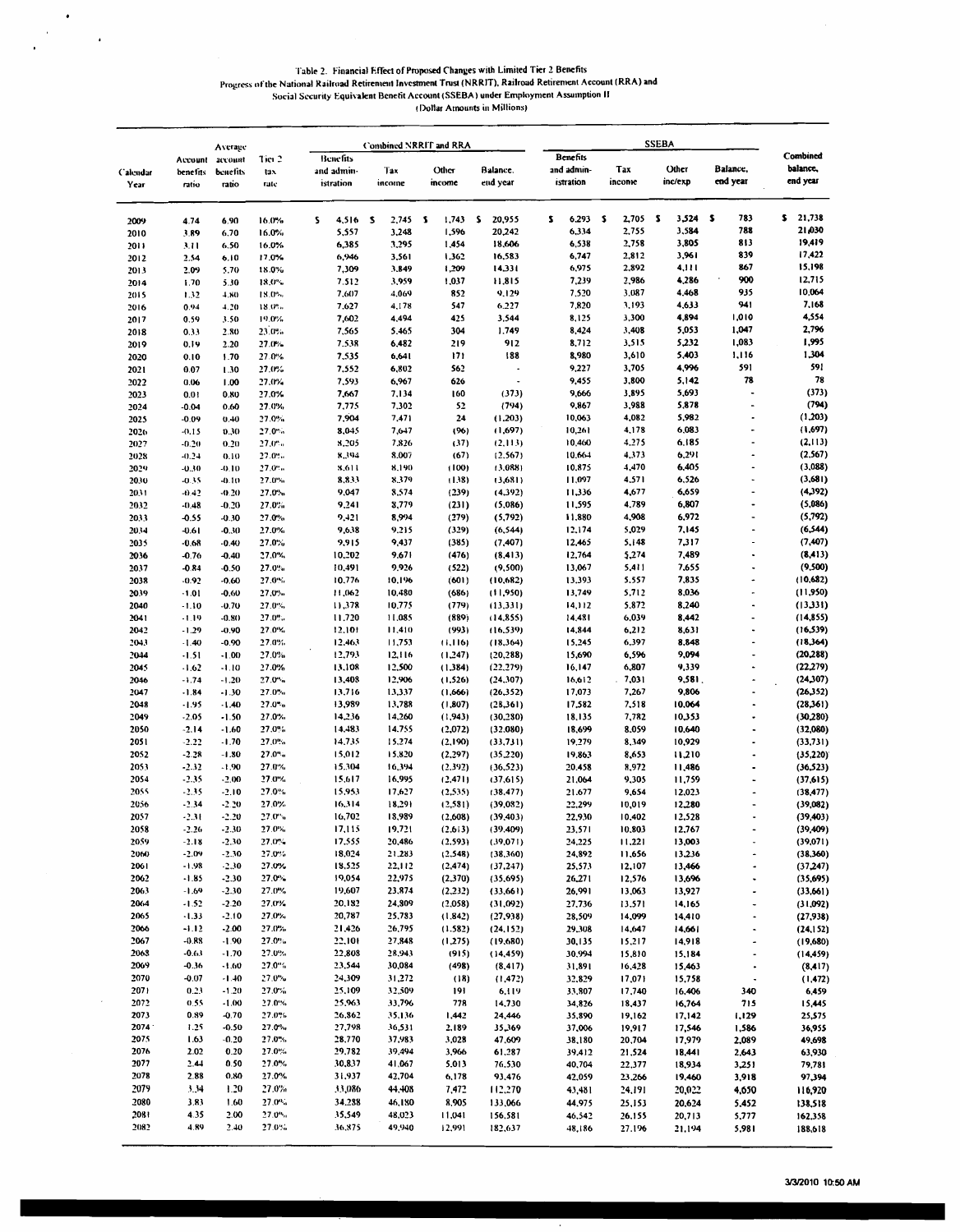Table 2. Financial Effect of Proposed Changes with Limited Tier 2 Benefits
Progress of the National Railroad Retirement Investment Trust (NRRIT), Railroad Retirement Account (RRA) and
Social Security Equivalent Benefit Account (SSEBA) under Employment Assumption II
(Dollar Amounts in Millions)

| Calendar Year | Account benefits ratio | Average account benefits ratio | Tier 2 tax rate | Combined NRRIT and RRA: Benefits and administration | Tax income | Other income | Balance, end year | SSEBA: Benefits and administration | Tax income | Other inc/exp | Balance, end year | Combined balance, end year |
|---|---|---|---|---|---|---|---|---|---|---|---|---|
| 2009 | 4.74 | 6.90 | 16.0% | $ 4,516 | $ 2,745 | $ 1,743 | $ 20,955 | $ 6,293 | $ 2,705 | $ 3,524 | $ 783 | $ 21,738 |
| 2010 | 3.89 | 6.70 | 16.0% | 5,557 | 3,248 | 1,596 | 20,242 | 6,334 | 2,755 | 3,584 | 788 | 21,030 |
| 2011 | 3.11 | 6.50 | 16.0% | 6,385 | 3,295 | 1,454 | 18,606 | 6,538 | 2,758 | 3,805 | 813 | 19,419 |
| 2012 | 2.54 | 6.10 | 17.0% | 6,946 | 3,561 | 1,362 | 16,583 | 6,747 | 2,812 | 3,961 | 839 | 17,422 |
| 2013 | 2.09 | 5.70 | 18.0% | 7,309 | 3,849 | 1,209 | 14,331 | 6,975 | 2,892 | 4,111 | 867 | 15,198 |
| 2014 | 1.70 | 5.30 | 18.0% | 7,512 | 3,959 | 1,037 | 11,815 | 7,239 | 2,986 | 4,286 | 900 | 12,715 |
| 2015 | 1.32 | 4.80 | 18.0% | 7,607 | 4,069 | 852 | 9,129 | 7,520 | 3,087 | 4,468 | 935 | 10,064 |
| 2016 | 0.94 | 4.20 | 18.0% | 7,627 | 4,178 | 547 | 6,227 | 7,820 | 3,193 | 4,633 | 941 | 7,168 |
| 2017 | 0.59 | 3.50 | 19.0% | 7,602 | 4,494 | 425 | 3,544 | 8,125 | 3,300 | 4,894 | 1,010 | 4,554 |
| 2018 | 0.33 | 2.80 | 23.0% | 7,565 | 5,465 | 304 | 1,749 | 8,424 | 3,408 | 5,053 | 1,047 | 2,796 |
| 2019 | 0.19 | 2.20 | 27.0% | 7,538 | 6,482 | 219 | 912 | 8,712 | 3,515 | 5,232 | 1,083 | 1,995 |
| 2020 | 0.10 | 1.70 | 27.0% | 7,535 | 6,641 | 171 | 188 | 8,980 | 3,610 | 5,403 | 1,116 | 1,304 |
| 2021 | 0.07 | 1.30 | 27.0% | 7,552 | 6,802 | 562 | - | 9,227 | 3,705 | 4,996 | 591 | 591 |
| 2022 | 0.06 | 1.00 | 27.0% | 7,593 | 6,967 | 626 | - | 9,455 | 3,800 | 5,142 | 78 | 78 |
| 2023 | 0.01 | 0.80 | 27.0% | 7,667 | 7,134 | 160 | (373) | 9,666 | 3,895 | 5,693 | - | (373) |
| 2024 | -0.04 | 0.60 | 27.0% | 7,775 | 7,302 | 52 | (794) | 9,867 | 3,988 | 5,878 | - | (794) |
| 2025 | -0.09 | 0.40 | 27.0% | 7,904 | 7,471 | 24 | (1,203) | 10,063 | 4,082 | 5,982 | - | (1,203) |
| 2026 | -0.15 | 0.30 | 27.0% | 8,045 | 7,647 | (96) | (1,697) | 10,261 | 4,178 | 6,083 | - | (1,697) |
| 2027 | -0.20 | 0.20 | 27.0% | 8,205 | 7,826 | (37) | (2,113) | 10,460 | 4,275 | 6,185 | - | (2,113) |
| 2028 | -0.24 | 0.10 | 27.0% | 8,394 | 8,007 | (67) | (2,567) | 10,664 | 4,373 | 6,291 | - | (2,567) |
| 2029 | -0.30 | -0.10 | 27.0% | 8,611 | 8,190 | (100) | (3,088) | 10,875 | 4,470 | 6,405 | - | (3,088) |
| 2030 | -0.35 | -0.10 | 27.0% | 8,833 | 8,379 | (138) | (3,681) | 11,097 | 4,571 | 6,526 | - | (3,681) |
| 2031 | -0.42 | -0.20 | 27.0% | 9,047 | 8,574 | (239) | (4,392) | 11,336 | 4,677 | 6,659 | - | (4,392) |
| 2032 | -0.48 | -0.20 | 27.0% | 9,241 | 8,779 | (231) | (5,086) | 11,595 | 4,789 | 6,807 | - | (5,086) |
| 2033 | -0.55 | -0.30 | 27.0% | 9,421 | 8,994 | (279) | (5,792) | 11,880 | 4,908 | 6,972 | - | (5,792) |
| 2034 | -0.61 | -0.30 | 27.0% | 9,638 | 9,215 | (329) | (6,544) | 12,174 | 5,029 | 7,145 | - | (6,544) |
| 2035 | -0.68 | -0.40 | 27.0% | 9,915 | 9,437 | (385) | (7,407) | 12,465 | 5,148 | 7,317 | - | (7,407) |
| 2036 | -0.76 | -0.40 | 27.0% | 10,202 | 9,671 | (476) | (8,413) | 12,764 | 5,274 | 7,489 | - | (8,413) |
| 2037 | -0.84 | -0.50 | 27.0% | 10,491 | 9,926 | (522) | (9,500) | 13,067 | 5,411 | 7,655 | - | (9,500) |
| 2038 | -0.92 | -0.60 | 27.0% | 10,776 | 10,196 | (601) | (10,682) | 13,393 | 5,557 | 7,835 | - | (10,682) |
| 2039 | -1.01 | -0.60 | 27.0% | 11,062 | 10,480 | (686) | (11,950) | 13,749 | 5,712 | 8,036 | - | (11,950) |
| 2040 | -1.10 | -0.70 | 27.0% | 11,378 | 10,775 | (779) | (13,331) | 14,112 | 5,872 | 8,240 | - | (13,331) |
| 2041 | -1.19 | -0.80 | 27.0% | 11,720 | 11,085 | (889) | (14,855) | 14,481 | 6,039 | 8,442 | - | (14,855) |
| 2042 | -1.29 | -0.90 | 27.0% | 12,101 | 11,410 | (993) | (16,539) | 14,844 | 6,212 | 8,631 | - | (16,539) |
| 2043 | -1.40 | -0.90 | 27.0% | 12,463 | 11,753 | (1,116) | (18,364) | 15,245 | 6,397 | 8,848 | - | (18,364) |
| 2044 | -1.51 | -1.00 | 27.0% | 12,793 | 12,116 | (1,247) | (20,288) | 15,690 | 6,596 | 9,094 | - | (20,288) |
| 2045 | -1.62 | -1.10 | 27.0% | 13,108 | 12,500 | (1,384) | (22,279) | 16,147 | 6,807 | 9,339 | - | (22,279) |
| 2046 | -1.74 | -1.20 | 27.0% | 13,408 | 12,906 | (1,526) | (24,307) | 16,612 | 7,031 | 9,581 | - | (24,307) |
| 2047 | -1.84 | -1.30 | 27.0% | 13,716 | 13,337 | (1,666) | (26,352) | 17,073 | 7,267 | 9,806 | - | (26,352) |
| 2048 | -1.95 | -1.40 | 27.0% | 13,989 | 13,788 | (1,807) | (28,361) | 17,582 | 7,518 | 10,064 | - | (28,361) |
| 2049 | -2.05 | -1.50 | 27.0% | 14,236 | 14,260 | (1,943) | (30,280) | 18,135 | 7,782 | 10,353 | - | (30,280) |
| 2050 | -2.14 | -1.60 | 27.0% | 14,483 | 14,755 | (2,072) | (32,080) | 18,699 | 8,059 | 10,640 | - | (32,080) |
| 2051 | -2.22 | -1.70 | 27.0% | 14,735 | 15,274 | (2,190) | (33,731) | 19,279 | 8,349 | 10,929 | - | (33,731) |
| 2052 | -2.28 | -1.80 | 27.0% | 15,012 | 15,820 | (2,297) | (35,220) | 19,863 | 8,653 | 11,210 | - | (35,220) |
| 2053 | -2.32 | -1.90 | 27.0% | 15,304 | 16,394 | (2,392) | (36,523) | 20,458 | 8,972 | 11,486 | - | (36,523) |
| 2054 | -2.35 | -2.00 | 27.0% | 15,617 | 16,995 | (2,471) | (37,615) | 21,064 | 9,305 | 11,759 | - | (37,615) |
| 2055 | -2.35 | -2.10 | 27.0% | 15,953 | 17,627 | (2,535) | (38,477) | 21,677 | 9,654 | 12,023 | - | (38,477) |
| 2056 | -2.34 | -2.20 | 27.0% | 16,314 | 18,291 | (2,581) | (39,082) | 22,299 | 10,019 | 12,280 | - | (39,082) |
| 2057 | -2.31 | -2.20 | 27.0% | 16,702 | 18,989 | (2,608) | (39,403) | 22,930 | 10,402 | 12,528 | - | (39,403) |
| 2058 | -2.26 | -2.30 | 27.0% | 17,115 | 19,721 | (2,613) | (39,409) | 23,571 | 10,803 | 12,767 | - | (39,409) |
| 2059 | -2.18 | -2.30 | 27.0% | 17,555 | 20,486 | (2,593) | (39,071) | 24,225 | 11,221 | 13,003 | - | (39,071) |
| 2060 | -2.09 | -2.30 | 27.0% | 18,024 | 21,283 | (2,548) | (38,360) | 24,892 | 11,656 | 13,236 | - | (38,360) |
| 2061 | -1.98 | -2.30 | 27.0% | 18,525 | 22,112 | (2,474) | (37,247) | 25,573 | 12,107 | 13,466 | - | (37,247) |
| 2062 | -1.85 | -2.30 | 27.0% | 19,054 | 22,975 | (2,370) | (35,695) | 26,271 | 12,576 | 13,696 | - | (35,695) |
| 2063 | -1.69 | -2.30 | 27.0% | 19,607 | 23,874 | (2,232) | (33,661) | 26,991 | 13,063 | 13,927 | - | (33,661) |
| 2064 | -1.52 | -2.20 | 27.0% | 20,182 | 24,809 | (2,058) | (31,092) | 27,736 | 13,571 | 14,165 | - | (31,092) |
| 2065 | -1.33 | -2.10 | 27.0% | 20,787 | 25,783 | (1,842) | (27,938) | 28,509 | 14,099 | 14,410 | - | (27,938) |
| 2066 | -1.12 | -2.00 | 27.0% | 21,426 | 26,795 | (1,582) | (24,152) | 29,308 | 14,647 | 14,661 | - | (24,152) |
| 2067 | -0.88 | -1.90 | 27.0% | 22,101 | 27,848 | (1,275) | (19,680) | 30,135 | 15,217 | 14,918 | - | (19,680) |
| 2068 | -0.63 | -1.70 | 27.0% | 22,808 | 28,943 | (915) | (14,459) | 30,994 | 15,810 | 15,184 | - | (14,459) |
| 2069 | -0.36 | -1.60 | 27.0% | 23,544 | 30,084 | (498) | (8,417) | 31,891 | 16,428 | 15,463 | - | (8,417) |
| 2070 | -0.07 | -1.40 | 27.0% | 24,309 | 31,272 | (18) | (1,472) | 32,829 | 17,071 | 15,758 | - | (1,472) |
| 2071 | 0.23 | -1.20 | 27.0% | 25,109 | 32,509 | 191 | 6,119 | 33,807 | 17,740 | 16,406 | 340 | 6,459 |
| 2072 | 0.55 | -1.00 | 27.0% | 25,963 | 33,796 | 778 | 14,730 | 34,826 | 18,437 | 16,764 | 715 | 15,445 |
| 2073 | 0.89 | -0.70 | 27.0% | 26,862 | 35,136 | 1,442 | 24,446 | 35,890 | 19,162 | 17,142 | 1,129 | 25,575 |
| 2074 | 1.25 | -0.50 | 27.0% | 27,798 | 36,531 | 2,189 | 35,369 | 37,006 | 19,917 | 17,546 | 1,586 | 36,955 |
| 2075 | 1.63 | -0.20 | 27.0% | 28,770 | 37,983 | 3,028 | 47,609 | 38,180 | 20,704 | 17,979 | 2,089 | 49,698 |
| 2076 | 2.02 | 0.20 | 27.0% | 29,782 | 39,494 | 3,966 | 61,287 | 39,412 | 21,524 | 18,441 | 2,643 | 63,930 |
| 2077 | 2.44 | 0.50 | 27.0% | 30,837 | 41,067 | 5,013 | 76,530 | 40,704 | 22,377 | 18,934 | 3,251 | 79,781 |
| 2078 | 2.88 | 0.80 | 27.0% | 31,937 | 42,704 | 6,178 | 93,476 | 42,059 | 23,266 | 19,460 | 3,918 | 97,394 |
| 2079 | 3.34 | 1.20 | 27.0% | 33,086 | 44,408 | 7,472 | 112,270 | 43,481 | 24,191 | 20,022 | 4,650 | 116,920 |
| 2080 | 3.83 | 1.60 | 27.0% | 34,288 | 46,180 | 8,905 | 133,066 | 44,975 | 25,153 | 20,624 | 5,452 | 138,518 |
| 2081 | 4.35 | 2.00 | 27.0% | 35,549 | 48,023 | 11,041 | 156,581 | 46,542 | 26,155 | 20,713 | 5,777 | 162,358 |
| 2082 | 4.89 | 2.40 | 27.0% | 36,875 | 49,940 | 12,991 | 182,637 | 48,186 | 27,196 | 21,194 | 5,981 | 188,618 |

3/3/2010 10:50 AM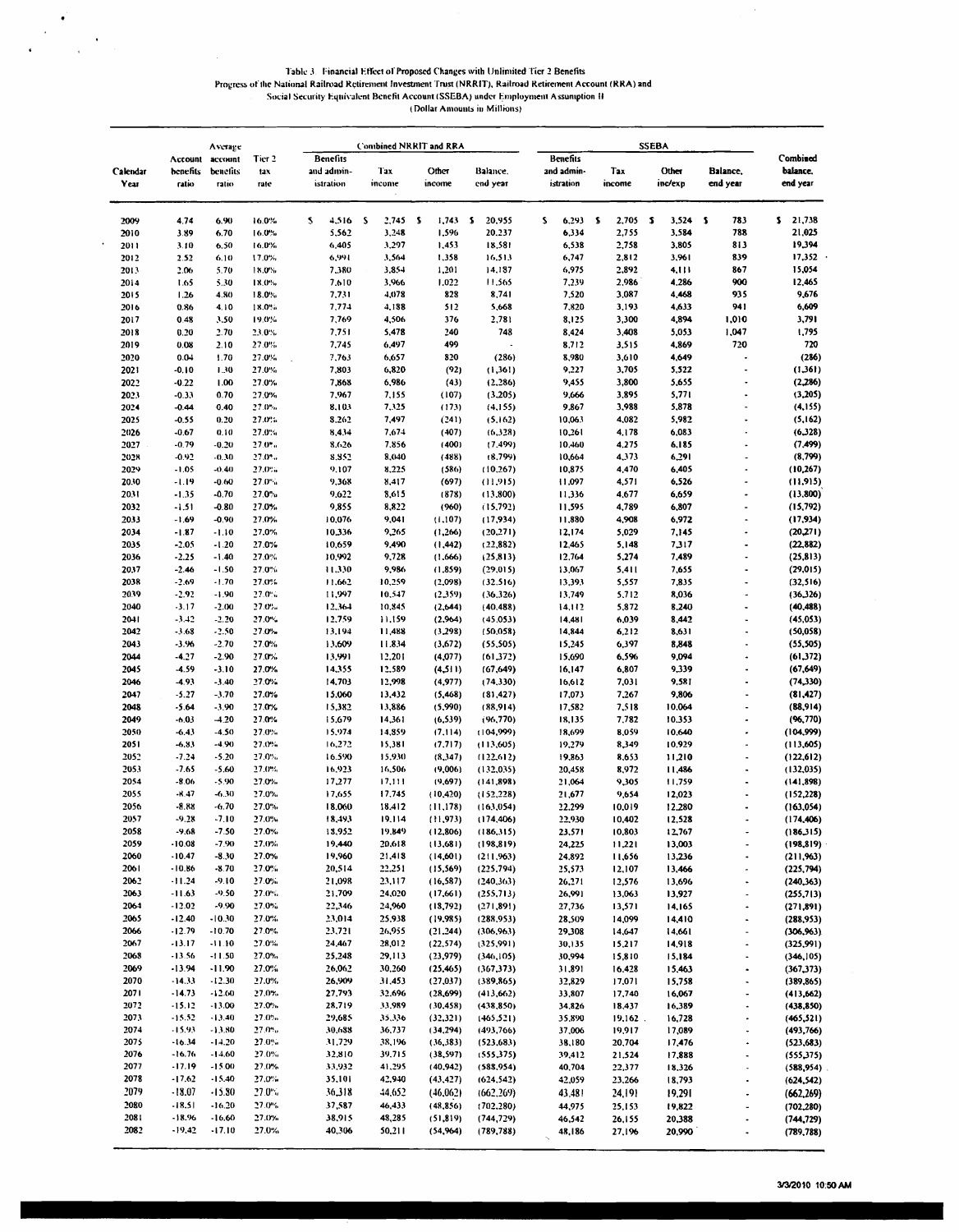Table 3 Financial Effect of Proposed Changes with Unlimited Tier 2 Benefits
Progress of the National Railroad Retirement Investment Trust (NRRIT), Railroad Retirement Account (RRA) and
Social Security Equivalent Benefit Account (SSEBA) under Employment Assumption II
(Dollar Amounts in Millions)

| Calendar Year | Account benefits ratio | Average account benefits ratio | Tier 2 tax rate | Combined NRRIT and RRA | | | | SSEBA | | | | Combined balance, end year |
|---|---|---|---|---|---|---|---|---|---|---|---|---|
| | | | | Benefits and administration | Tax income | Other income | Balance, end year | Benefits and administration | Tax income | Other inc/exp | Balance, end year | |
| 2009 | 4.74 | 6.90 | 16.0% | $ 4,516 | $ 2,745 | $ 1,743 | $ 20,955 | $ 6,293 | $ 2,705 | $ 3,524 | $ 783 | $ 21,738 |
| 2010 | 3.89 | 6.70 | 16.0% | 5,562 | 3,248 | 1,596 | 20,237 | 6,334 | 2,755 | 3,584 | 788 | 21,025 |
| 2011 | 3.10 | 6.50 | 16.0% | 6,405 | 3,297 | 1,453 | 18,581 | 6,538 | 2,758 | 3,805 | 813 | 19,394 |
| 2012 | 2.52 | 6.10 | 17.0% | 6,991 | 3,564 | 1,358 | 16,513 | 6,747 | 2,812 | 3,961 | 839 | 17,352 |
| 2013 | 2.06 | 5.70 | 18.0% | 7,380 | 3,854 | 1,201 | 14,187 | 6,975 | 2,892 | 4,111 | 867 | 15,054 |
| 2014 | 1.65 | 5.30 | 18.0% | 7,610 | 3,966 | 1,022 | 11,565 | 7,239 | 2,986 | 4,286 | 900 | 12,465 |
| 2015 | 1.26 | 4.80 | 18.0% | 7,731 | 4,078 | 828 | 8,741 | 7,520 | 3,087 | 4,468 | 935 | 9,676 |
| 2016 | 0.86 | 4.10 | 18.0% | 7,774 | 4,188 | 512 | 5,668 | 7,820 | 3,193 | 4,633 | 941 | 6,609 |
| 2017 | 0.48 | 3.50 | 19.0% | 7,769 | 4,506 | 376 | 2,781 | 8,125 | 3,300 | 4,894 | 1,010 | 3,791 |
| 2018 | 0.20 | 2.70 | 23.0% | 7,751 | 5,478 | 240 | 748 | 8,424 | 3,408 | 5,053 | 1,047 | 1,795 |
| 2019 | 0.08 | 2.10 | 27.0% | 7,745 | 6,497 | 499 | - | 8,712 | 3,515 | 4,869 | 720 | 720 |
| 2020 | 0.04 | 1.70 | 27.0% | 7,763 | 6,657 | 820 | (286) | 8,980 | 3,610 | 4,649 | - | (286) |
| 2021 | -0.10 | 1.30 | 27.0% | 7,803 | 6,820 | (92) | (1,361) | 9,227 | 3,705 | 5,522 | - | (1,361) |
| 2022 | -0.22 | 1.00 | 27.0% | 7,868 | 6,986 | (43) | (2,286) | 9,455 | 3,800 | 5,655 | - | (2,286) |
| 2023 | -0.33 | 0.70 | 27.0% | 7,967 | 7,155 | (107) | (3,205) | 9,666 | 3,895 | 5,771 | - | (3,205) |
| 2024 | -0.44 | 0.40 | 27.0% | 8,103 | 7,325 | (173) | (4,155) | 9,867 | 3,988 | 5,878 | - | (4,155) |
| 2025 | -0.55 | 0.20 | 27.0% | 8,262 | 7,497 | (241) | (5,162) | 10,063 | 4,082 | 5,982 | - | (5,162) |
| 2026 | -0.67 | 0.10 | 27.0% | 8,434 | 7,674 | (407) | (6,328) | 10,261 | 4,178 | 6,083 | - | (6,328) |
| 2027 | -0.79 | -0.20 | 27.0% | 8,626 | 7,856 | (400) | (7,499) | 10,460 | 4,275 | 6,185 | - | (7,499) |
| 2028 | -0.92 | -0.30 | 27.0% | 8,852 | 8,040 | (488) | (8,799) | 10,664 | 4,373 | 6,291 | - | (8,799) |
| 2029 | -1.05 | -0.40 | 27.0% | 9,107 | 8,225 | (586) | (10,267) | 10,875 | 4,470 | 6,405 | - | (10,267) |
| 2030 | -1.19 | -0.60 | 27.0% | 9,368 | 8,417 | (697) | (11,915) | 11,097 | 4,571 | 6,526 | - | (11,915) |
| 2031 | -1.35 | -0.70 | 27.0% | 9,622 | 8,615 | (878) | (13,800) | 11,336 | 4,677 | 6,659 | - | (13,800) |
| 2032 | -1.51 | -0.80 | 27.0% | 9,855 | 8,822 | (960) | (15,792) | 11,595 | 4,789 | 6,807 | - | (15,792) |
| 2033 | -1.69 | -0.90 | 27.0% | 10,076 | 9,041 | (1,107) | (17,934) | 11,880 | 4,908 | 6,972 | - | (17,934) |
| 2034 | -1.87 | -1.10 | 27.0% | 10,336 | 9,265 | (1,266) | (20,271) | 12,174 | 5,029 | 7,145 | - | (20,271) |
| 2035 | -2.05 | -1.20 | 27.0% | 10,659 | 9,490 | (1,442) | (22,882) | 12,465 | 5,148 | 7,317 | - | (22,882) |
| 2036 | -2.25 | -1.40 | 27.0% | 10,992 | 9,728 | (1,666) | (25,813) | 12,764 | 5,274 | 7,489 | - | (25,813) |
| 2037 | -2.46 | -1.50 | 27.0% | 11,330 | 9,986 | (1,859) | (29,015) | 13,067 | 5,411 | 7,655 | - | (29,015) |
| 2038 | -2.69 | -1.70 | 27.0% | 11,662 | 10,259 | (2,098) | (32,516) | 13,393 | 5,557 | 7,835 | - | (32,516) |
| 2039 | -2.92 | -1.90 | 27.0% | 11,997 | 10,547 | (2,359) | (36,326) | 13,749 | 5,712 | 8,036 | - | (36,326) |
| 2040 | -3.17 | -2.00 | 27.0% | 12,364 | 10,845 | (2,644) | (40,488) | 14,112 | 5,872 | 8,240 | - | (40,488) |
| 2041 | -3.42 | -2.20 | 27.0% | 12,759 | 11,159 | (2,964) | (45,053) | 14,481 | 6,039 | 8,442 | - | (45,053) |
| 2042 | -3.68 | -2.50 | 27.0% | 13,194 | 11,488 | (3,298) | (50,058) | 14,844 | 6,212 | 8,631 | - | (50,058) |
| 2043 | -3.96 | -2.70 | 27.0% | 13,609 | 11,834 | (3,672) | (55,505) | 15,245 | 6,397 | 8,848 | - | (55,505) |
| 2044 | -4.27 | -2.90 | 27.0% | 13,991 | 12,201 | (4,077) | (61,372) | 15,690 | 6,596 | 9,094 | - | (61,372) |
| 2045 | -4.59 | -3.10 | 27.0% | 14,355 | 12,589 | (4,511) | (67,649) | 16,147 | 6,807 | 9,339 | - | (67,649) |
| 2046 | -4.93 | -3.40 | 27.0% | 14,703 | 12,998 | (4,977) | (74,330) | 16,612 | 7,031 | 9,581 | - | (74,330) |
| 2047 | -5.27 | -3.70 | 27.0% | 15,060 | 13,432 | (5,468) | (81,427) | 17,073 | 7,267 | 9,806 | - | (81,427) |
| 2048 | -5.64 | -3.90 | 27.0% | 15,382 | 13,886 | (5,990) | (88,914) | 17,582 | 7,518 | 10,064 | - | (88,914) |
| 2049 | -6.03 | -4.20 | 27.0% | 15,679 | 14,361 | (6,539) | (96,770) | 18,135 | 7,782 | 10,353 | - | (96,770) |
| 2050 | -6.43 | -4.50 | 27.0% | 15,974 | 14,859 | (7,114) | (104,999) | 18,699 | 8,059 | 10,640 | - | (104,999) |
| 2051 | -6.83 | -4.90 | 27.0% | 16,272 | 15,381 | (7,717) | (113,605) | 19,279 | 8,349 | 10,929 | - | (113,605) |
| 2052 | -7.24 | -5.20 | 27.0% | 16,590 | 15,930 | (8,347) | (122,612) | 19,863 | 8,653 | 11,210 | - | (122,612) |
| 2053 | -7.65 | -5.60 | 27.0% | 16,923 | 16,506 | (9,006) | (132,035) | 20,458 | 8,972 | 11,486 | - | (132,035) |
| 2054 | -8.06 | -5.90 | 27.0% | 17,277 | 17,111 | (9,697) | (141,898) | 21,064 | 9,305 | 11,759 | - | (141,898) |
| 2055 | -8.47 | -6.30 | 27.0% | 17,655 | 17,745 | (10,420) | (152,228) | 21,677 | 9,654 | 12,023 | - | (152,228) |
| 2056 | -8.88 | -6.70 | 27.0% | 18,060 | 18,412 | (11,178) | (163,054) | 22,299 | 10,019 | 12,280 | - | (163,054) |
| 2057 | -9.28 | -7.10 | 27.0% | 18,493 | 19,114 | (11,973) | (174,406) | 22,930 | 10,402 | 12,528 | - | (174,406) |
| 2058 | -9.68 | -7.50 | 27.0% | 18,952 | 19,849 | (12,806) | (186,315) | 23,571 | 10,803 | 12,767 | - | (186,315) |
| 2059 | -10.08 | -7.90 | 27.0% | 19,440 | 20,618 | (13,681) | (198,819) | 24,225 | 11,221 | 13,003 | - | (198,819) |
| 2060 | -10.47 | -8.30 | 27.0% | 19,960 | 21,418 | (14,601) | (211,963) | 24,892 | 11,656 | 13,236 | - | (211,963) |
| 2061 | -10.86 | -8.70 | 27.0% | 20,514 | 22,251 | (15,569) | (225,794) | 25,573 | 12,107 | 13,466 | - | (225,794) |
| 2062 | -11.24 | -9.10 | 27.0% | 21,098 | 23,117 | (16,587) | (240,363) | 26,271 | 12,576 | 13,696 | - | (240,363) |
| 2063 | -11.63 | -9.50 | 27.0% | 21,709 | 24,020 | (17,661) | (255,713) | 26,991 | 13,063 | 13,927 | - | (255,713) |
| 2064 | -12.02 | -9.90 | 27.0% | 22,346 | 24,960 | (18,792) | (271,891) | 27,736 | 13,571 | 14,165 | - | (271,891) |
| 2065 | -12.40 | -10.30 | 27.0% | 23,014 | 25,938 | (19,985) | (288,953) | 28,509 | 14,099 | 14,410 | - | (288,953) |
| 2066 | -12.79 | -10.70 | 27.0% | 23,721 | 26,955 | (21,244) | (306,963) | 29,308 | 14,647 | 14,661 | - | (306,963) |
| 2067 | -13.17 | -11.10 | 27.0% | 24,467 | 28,012 | (22,574) | (325,991) | 30,135 | 15,217 | 14,918 | - | (325,991) |
| 2068 | -13.56 | -11.50 | 27.0% | 25,248 | 29,113 | (23,979) | (346,105) | 30,994 | 15,810 | 15,184 | - | (346,105) |
| 2069 | -13.94 | -11.90 | 27.0% | 26,062 | 30,260 | (25,465) | (367,373) | 31,891 | 16,428 | 15,463 | - | (367,373) |
| 2070 | -14.33 | -12.30 | 27.0% | 26,909 | 31,453 | (27,037) | (389,865) | 32,829 | 17,071 | 15,758 | - | (389,865) |
| 2071 | -14.73 | -12.60 | 27.0% | 27,793 | 32,696 | (28,699) | (413,662) | 33,807 | 17,740 | 16,067 | - | (413,662) |
| 2072 | -15.12 | -13.00 | 27.0% | 28,719 | 33,989 | (30,458) | (438,850) | 34,826 | 18,437 | 16,389 | - | (438,850) |
| 2073 | -15.52 | -13.40 | 27.0% | 29,685 | 35,336 | (32,321) | (465,521) | 35,890 | 19,162 | 16,728 | - | (465,521) |
| 2074 | -15.93 | -13.80 | 27.0% | 30,688 | 36,737 | (34,294) | (493,766) | 37,006 | 19,917 | 17,089 | - | (493,766) |
| 2075 | -16.34 | -14.20 | 27.0% | 31,729 | 38,196 | (36,383) | (523,683) | 38,180 | 20,704 | 17,476 | - | (523,683) |
| 2076 | -16.76 | -14.60 | 27.0% | 32,810 | 39,715 | (38,597) | (555,375) | 39,412 | 21,524 | 17,888 | - | (555,375) |
| 2077 | -17.19 | -15.00 | 27.0% | 33,932 | 41,295 | (40,942) | (588,954) | 40,704 | 22,377 | 18,326 | - | (588,954) |
| 2078 | -17.62 | -15.40 | 27.0% | 35,101 | 42,940 | (43,427) | (624,542) | 42,059 | 23,266 | 18,793 | - | (624,542) |
| 2079 | -18.07 | -15.80 | 27.0% | 36,318 | 44,652 | (46,062) | (662,269) | 43,481 | 24,191 | 19,291 | - | (662,269) |
| 2080 | -18.51 | -16.20 | 27.0% | 37,587 | 46,433 | (48,856) | (702,280) | 44,975 | 25,153 | 19,822 | - | (702,280) |
| 2081 | -18.96 | -16.60 | 27.0% | 38,915 | 48,285 | (51,819) | (744,729) | 46,542 | 26,155 | 20,388 | - | (744,729) |
| 2082 | -19.42 | -17.10 | 27.0% | 40,306 | 50,211 | (54,964) | (789,788) | 48,186 | 27,196 | 20,990 | - | (789,788) |

3/3/2010 10:50 AM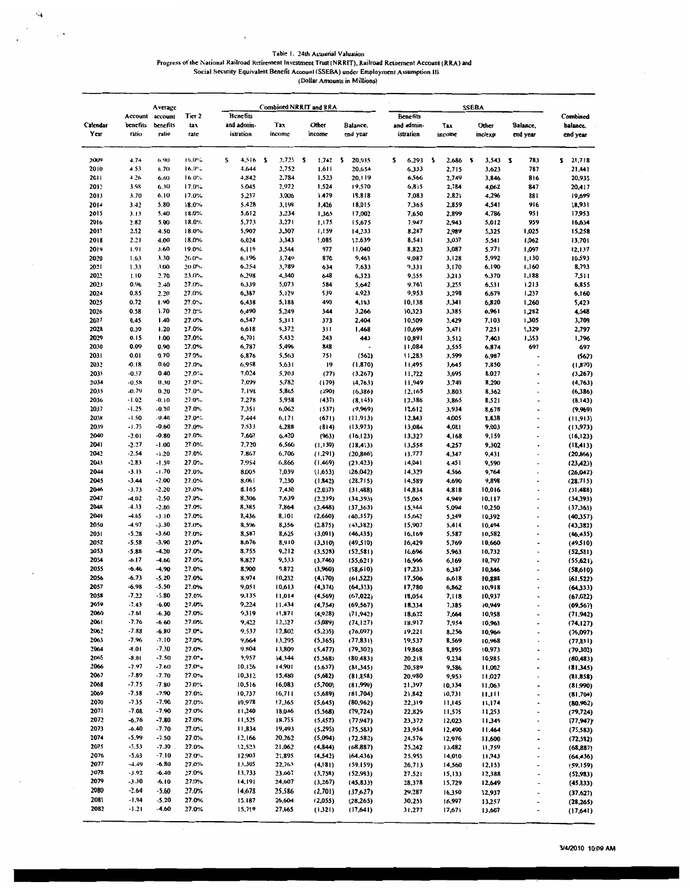Table 1. 24th Actuarial Valuation
Progress of the National Railroad Retirement Investment Trust (NRRIT), Railroad Retirement Account (RRA) and Social Security Equivalent Benefit Account (SSEBA) under Employment Assumption III
(Dollar Amounts in Millions)

| | | Average | | Combined NRRIT and RRA | | | | SSEBA | | | | |
|---|---|---|---|---|---|---|---|---|---|---|---|---|
| Calendar Year | Account benefits ratio | account benefits ratio | Tier 2 tax rate | Benefits and administration | Tax income | Other income | Balance, end year | Benefits and administration | Tax income | Other inc/exp | Balance, end year | Combined balance, end year |
| 2009 | 4.74 | 6.90 | 16.0% | $ 4,516 | $ 3,725 | $ 1,742 | $ 20,935 | $ 6,293 | $ 2,686 | $ 3,543 | $ 783 | $ 21,718 |
| 2010 | 4.53 | 6.70 | 16.0% | 4,644 | 2,752 | 1,611 | 20,654 | 6,333 | 2,715 | 3,623 | 787 | 21,441 |
| 2011 | 4.26 | 6.60 | 16.0% | 4,842 | 2,784 | 1,523 | 20,119 | 6,566 | 2,749 | 3,846 | 816 | 20,935 |
| 2012 | 3.98 | 6.30 | 17.0% | 5,045 | 2,972 | 1,524 | 19,570 | 6,815 | 2,784 | 4,062 | 847 | 20,417 |
| 2013 | 3.70 | 6.10 | 17.0% | 5,237 | 3,006 | 1,479 | 18,818 | 7,083 | 2,821 | 4,296 | 881 | 19,699 |
| 2014 | 3.42 | 5.80 | 18.0% | 5,428 | 3,198 | 1,426 | 18,015 | 7,365 | 2,859 | 4,541 | 916 | 18,931 |
| 2015 | 3.13 | 5.40 | 18.0% | 5,612 | 3,234 | 1,365 | 17,002 | 7,650 | 2,899 | 4,786 | 951 | 17,953 |
| 2016 | 2.82 | 5.00 | 18.0% | 5,773 | 3,271 | 1,175 | 15,675 | 7,947 | 2,943 | 5,012 | 959 | 16,634 |
| 2017 | 2.52 | 4.50 | 18.0% | 5,907 | 3,307 | 1,159 | 14,233 | 8,247 | 2,989 | 5,325 | 1,025 | 15,258 |
| 2018 | 2.21 | 4.00 | 18.0% | 6,024 | 3,343 | 1,085 | 12,639 | 8,541 | 3,037 | 5,541 | 1,062 | 13,701 |
| 2019 | 1.91 | 3.60 | 19.0% | 6,119 | 3,544 | 977 | 11,040 | 8,823 | 3,087 | 5,771 | 1,097 | 12,137 |
| 2020 | 1.63 | 3.30 | 20.0% | 6,196 | 3,749 | 870 | 9,463 | 9,087 | 3,128 | 5,992 | 1,130 | 10,593 |
| 2021 | 1.33 | 3.00 | 20.0% | 6,254 | 3,789 | 634 | 7,633 | 9,331 | 3,170 | 6,190 | 1,160 | 8,793 |
| 2022 | 1.10 | 2.70 | 23.0% | 6,298 | 4,340 | 648 | 6,323 | 9,555 | 3,213 | 6,370 | 1,188 | 7,511 |
| 2023 | 0.96 | 2.40 | 27.0% | 6,339 | 5,073 | 584 | 5,642 | 9,761 | 3,255 | 6,531 | 1,213 | 6,855 |
| 2024 | 0.85 | 2.20 | 27.0% | 6,387 | 5,129 | 539 | 4,923 | 9,953 | 3,298 | 6,679 | 1,237 | 6,160 |
| 2025 | 0.72 | 1.90 | 27.0% | 6,438 | 5,188 | 490 | 4,163 | 10,138 | 3,341 | 6,820 | 1,260 | 5,423 |
| 2026 | 0.58 | 1.70 | 27.0% | 6,490 | 5,249 | 344 | 3,266 | 10,323 | 3,385 | 6,961 | 1,282 | 4,548 |
| 2027 | 0.45 | 1.40 | 27.0% | 6,547 | 5,311 | 373 | 2,404 | 10,509 | 3,429 | 7,103 | 1,305 | 3,709 |
| 2028 | 0.30 | 1.20 | 27.0% | 6,618 | 5,372 | 311 | 1,468 | 10,699 | 3,471 | 7,251 | 1,329 | 2,797 |
| 2029 | 0.15 | 1.00 | 27.0% | 6,701 | 5,432 | 243 | 443 | 10,891 | 3,512 | 7,403 | 1,353 | 1,796 |
| 2030 | 0.09 | 0.90 | 27.0% | 6,787 | 5,496 | 848 | - | 11,084 | 3,555 | 6,874 | 697 | 697 |
| 2031 | 0.01 | 0.70 | 27.0% | 6,876 | 5,563 | 751 | (562) | 11,283 | 3,599 | 6,987 | - | (562) |
| 2032 | -0.18 | 0.60 | 27.0% | 6,958 | 5,631 | 19 | (1,870) | 11,495 | 3,645 | 7,850 | - | (1,870) |
| 2033 | -0.37 | 0.40 | 27.0% | 7,024 | 5,703 | (77) | (3,267) | 11,722 | 3,695 | 8,027 | - | (3,267) |
| 2034 | -0.58 | 0.30 | 27.0% | 7,099 | 5,782 | (179) | (4,763) | 11,949 | 3,749 | 8,200 | - | (4,763) |
| 2035 | -0.79 | 0.20 | 27.0% | 7,198 | 5,865 | (290) | (6,386) | 12,165 | 3,803 | 8,362 | - | (6,386) |
| 2036 | -1.02 | -0.10 | 27.0% | 7,278 | 5,958 | (437) | (8,143) | 12,386 | 3,865 | 8,521 | - | (8,143) |
| 2037 | -1.25 | -0.30 | 27.0% | 7,351 | 6,062 | (537) | (9,969) | 12,612 | 3,934 | 8,678 | - | (9,969) |
| 2038 | -1.50 | -0.40 | 27.0% | 7,444 | 6,171 | (671) | (11,913) | 12,843 | 4,005 | 8,838 | - | (11,913) |
| 2039 | -1.75 | -0.60 | 27.0% | 7,533 | 6,288 | (814) | (13,973) | 13,084 | 4,081 | 9,003 | - | (13,973) |
| 2040 | -2.01 | -0.80 | 27.0% | 7,607 | 6,420 | (963) | (16,123) | 13,327 | 4,168 | 9,159 | - | (16,123) |
| 2041 | -2.27 | -1.00 | 27.0% | 7,720 | 6,560 | (1,130) | (18,413) | 13,558 | 4,257 | 9,302 | - | (18,413) |
| 2042 | -2.54 | -1.20 | 27.0% | 7,867 | 6,706 | (1,291) | (20,866) | 13,777 | 4,347 | 9,431 | - | (20,866) |
| 2043 | -2.83 | -1.50 | 27.0% | 7,954 | 6,866 | (1,469) | (23,423) | 14,041 | 4,451 | 9,590 | - | (23,423) |
| 2044 | -3.13 | -1.70 | 27.0% | 8,005 | 7,039 | (1,653) | (26,042) | 14,329 | 4,566 | 9,764 | - | (26,042) |
| 2045 | -3.44 | -2.00 | 27.0% | 8,061 | 7,230 | (1,842) | (28,715) | 14,589 | 4,690 | 9,898 | - | (28,715) |
| 2046 | -3.73 | -2.20 | 27.0% | 8,165 | 7,430 | (2,037) | (31,488) | 14,834 | 4,818 | 10,016 | - | (31,488) |
| 2047 | -4.02 | -2.50 | 27.0% | 8,306 | 7,639 | (2,239) | (34,393) | 15,065 | 4,949 | 10,117 | - | (34,393) |
| 2048 | -4.33 | -2.80 | 27.0% | 8,385 | 7,864 | (2,448) | (37,363) | 15,344 | 5,094 | 10,250 | - | (37,363) |
| 2049 | -4.65 | -3.10 | 27.0% | 8,436 | 8,101 | (2,660) | (40,357) | 15,642 | 5,249 | 10,392 | - | (40,357) |
| 2050 | -4.97 | -3.30 | 27.0% | 8,506 | 8,356 | (2,875) | (43,382) | 15,907 | 5,414 | 10,494 | - | (43,382) |
| 2051 | -5.28 | -3.60 | 27.0% | 8,587 | 8,625 | (3,091) | (46,435) | 16,169 | 5,587 | 10,582 | - | (46,435) |
| 2052 | -5.58 | -3.90 | 27.0% | 8,676 | 8,910 | (3,310) | (49,510) | 16,429 | 5,769 | 10,660 | - | (49,510) |
| 2053 | -5.88 | -4.20 | 27.0% | 8,755 | 9,212 | (3,528) | (52,581) | 16,696 | 5,963 | 10,732 | - | (52,581) |
| 2054 | -6.17 | -4.60 | 27.0% | 8,827 | 9,533 | (3,746) | (55,621) | 16,966 | 6,169 | 10,797 | - | (55,621) |
| 2055 | -6.46 | -4.90 | 27.0% | 8,900 | 9,872 | (3,960) | (58,610) | 17,233 | 6,387 | 10,846 | - | (58,610) |
| 2056 | -6.73 | -5.20 | 27.0% | 8,974 | 10,232 | (4,170) | (61,522) | 17,506 | 6,618 | 10,888 | - | (61,522) |
| 2057 | -6.98 | -5.50 | 27.0% | 9,051 | 10,613 | (4,374) | (64,333) | 17,780 | 6,862 | 10,918 | - | (64,333) |
| 2058 | -7.22 | -5.80 | 27.0% | 9,135 | 11,014 | (4,569) | (67,022) | 18,054 | 7,118 | 10,937 | - | (67,022) |
| 2059 | -7.43 | -6.00 | 27.0% | 9,224 | 11,434 | (4,754) | (69,567) | 18,334 | 7,385 | 10,949 | - | (69,567) |
| 2060 | -7.61 | -6.30 | 27.0% | 9,319 | 11,871 | (4,928) | (71,942) | 18,622 | 7,664 | 10,958 | - | (71,942) |
| 2061 | -7.76 | -6.60 | 27.0% | 9,422 | 12,327 | (5,089) | (74,127) | 18,917 | 7,954 | 10,963 | - | (74,127) |
| 2062 | -7.88 | -6.80 | 27.0% | 9,537 | 12,802 | (5,235) | (76,097) | 19,221 | 8,256 | 10,966 | - | (76,097) |
| 2063 | -7.96 | -7.10 | 27.0% | 9,664 | 13,295 | (5,365) | (77,831) | 19,537 | 8,569 | 10,968 | - | (77,831) |
| 2064 | -8.01 | -7.30 | 27.0% | 9,804 | 13,809 | (5,477) | (79,302) | 19,868 | 8,895 | 10,973 | - | (79,302) |
| 2065 | -8.01 | -7.50 | 27.0% | 9,957 | 14,344 | (5,568) | (80,483) | 20,218 | 9,234 | 10,985 | - | (80,483) |
| 2066 | -7.97 | -7.60 | 27.0% | 10,126 | 14,901 | (5,637) | (81,345) | 20,589 | 9,586 | 11,002 | - | (81,345) |
| 2067 | -7.89 | -7.70 | 27.0% | 10,312 | 15,480 | (5,682) | (81,858) | 20,980 | 9,953 | 11,027 | - | (81,858) |
| 2068 | -7.75 | -7.80 | 27.0% | 10,516 | 16,083 | (5,700) | (81,990) | 21,397 | 10,334 | 11,063 | - | (81,990) |
| 2069 | -7.58 | -7.90 | 27.0% | 10,737 | 16,711 | (5,689) | (81,704) | 21,842 | 10,731 | 11,111 | - | (81,704) |
| 2070 | -7.35 | -7.90 | 27.0% | 10,978 | 17,365 | (5,645) | (80,962) | 22,319 | 11,145 | 11,174 | - | (80,962) |
| 2071 | -7.08 | -7.90 | 27.0% | 11,240 | 18,046 | (5,568) | (79,724) | 22,829 | 11,575 | 11,253 | - | (79,724) |
| 2072 | -6.76 | -7.80 | 27.0% | 11,525 | 18,755 | (5,452) | (77,947) | 23,372 | 12,023 | 11,349 | - | (77,947) |
| 2073 | -6.40 | -7.70 | 27.0% | 11,834 | 19,493 | (5,295) | (75,583) | 23,954 | 12,490 | 11,464 | - | (75,583) |
| 2074 | -5.99 | -7.50 | 27.0% | 12,166 | 20,262 | (5,094) | (72,582) | 24,576 | 12,976 | 11,600 | - | (72,582) |
| 2075 | -5.53 | -7.30 | 27.0% | 12,523 | 21,062 | (4,844) | (68,887) | 25,242 | 13,482 | 11,759 | - | (68,887) |
| 2076 | -5.03 | -7.10 | 27.0% | 12,903 | 21,895 | (4,542) | (64,436) | 25,953 | 14,010 | 11,943 | - | (64,436) |
| 2077 | -4.49 | -6.80 | 27.0% | 13,305 | 22,763 | (4,181) | (59,159) | 26,713 | 14,560 | 12,153 | - | (59,159) |
| 2078 | -3.92 | -6.40 | 27.0% | 13,733 | 23,667 | (3,758) | (52,983) | 27,521 | 15,133 | 12,388 | - | (52,983) |
| 2079 | -3.30 | -6.10 | 27.0% | 14,191 | 24,607 | (3,267) | (45,833) | 28,378 | 15,729 | 12,649 | - | (45,833) |
| 2080 | -2.64 | -5.60 | 27.0% | 14,678 | 25,586 | (2,701) | (37,627) | 29,287 | 16,350 | 12,937 | - | (37,627) |
| 2081 | -1.94 | -5.20 | 27.0% | 15,187 | 26,604 | (2,055) | (28,265) | 30,253 | 16,997 | 13,257 | - | (28,265) |
| 2082 | -1.21 | -4.60 | 27.0% | 15,719 | 27,665 | (1,321) | (17,641) | 31,277 | 17,671 | 13,607 | - | (17,641) |

3/4/2010 10:09 AM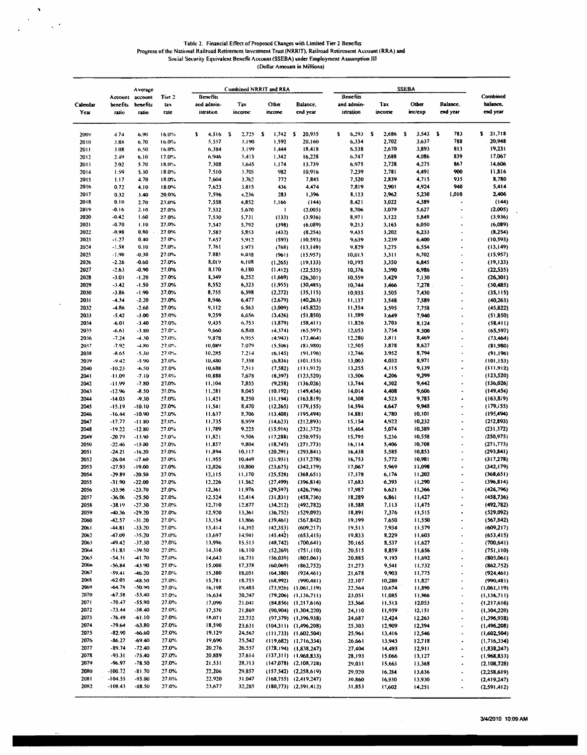Table 2. Financial Effect of Proposed Changes with Limited Tier 2 Benefits
Progress of the National Railroad Retirement Investment Trust (NRRIT), Railroad Retirement Account (RRA) and
Social Security Equivalent Benefit Account (SSEBA) under Employment Assumption III
(Dollar Amounts in Millions)

| Calendar Year | Account benefits ratio | Average account benefits ratio | Tier 2 tax rate | Combined NRRIT and RRA: Benefits and administration | Combined NRRIT and RRA: Tax income | Combined NRRIT and RRA: Other income | Combined NRRIT and RRA: Balance, end year | SSEBA: Benefits and administration | SSEBA: Tax income | SSEBA: Other inc/exp | SSEBA: Balance, end year | Combined balance, end year |
|---|---|---|---|---|---|---|---|---|---|---|---|---|
| 2009 | 4.74 | 6.90 | 16.0% | $ 4,516 | $ 2,725 | $ 1,742 | $ 20,935 | $ 6,293 | $ 2,686 | $ 3,543 | $ 783 | $ 21,718 |
| 2010 | 3.88 | 6.70 | 16.0% | 5,557 | 3,190 | 1,592 | 20,160 | 6,334 | 2,702 | 3,637 | 788 | 20,948 |
| 2011 | 3.08 | 6.50 | 16.0% | 6,384 | 3,199 | 1,444 | 18,418 | 6,538 | 2,670 | 3,893 | 813 | 19,231 |
| 2012 | 2.49 | 6.10 | 17.0% | 6,946 | 3,415 | 1,342 | 16,228 | 6,747 | 2,688 | 4,086 | 839 | 17,067 |
| 2013 | 2.02 | 5.70 | 18.0% | 7,308 | 3,645 | 1,174 | 13,739 | 6,975 | 2,728 | 4,275 | 867 | 14,606 |
| 2014 | 1.59 | 5.30 | 18.0% | 7,510 | 3,705 | 982 | 10,916 | 7,239 | 2,781 | 4,491 | 900 | 11,816 |
| 2015 | 1.17 | 4.70 | 18.0% | 7,604 | 3,762 | 772 | 7,845 | 7,520 | 2,839 | 4,715 | 935 | 8,780 |
| 2016 | 0.72 | 4.10 | 18.0% | 7,623 | 3,815 | 436 | 4,474 | 7,819 | 2,901 | 4,924 | 940 | 5,414 |
| 2017 | 0.32 | 3.40 | 20.0% | 7,596 | 4,236 | 283 | 1,396 | 8,123 | 2,962 | 5,230 | 1,010 | 2,406 |
| 2018 | 0.10 | 2.70 | 23.0% | 7,558 | 4,852 | 1,166 | (144) | 8,421 | 3,022 | 4,389 | - | (144) |
| 2019 | -0.16 | 2.10 | 27.0% | 7,532 | 5,670 | 1 | (2,005) | 8,706 | 3,079 | 5,627 | - | (2,005) |
| 2020 | -0.42 | 1.60 | 27.0% | 7,530 | 5,731 | (133) | (3,936) | 8,971 | 3,122 | 5,849 | - | (3,936) |
| 2021 | -0.70 | 1.10 | 27.0% | 7,547 | 5,792 | (398) | (6,089) | 9,213 | 3,163 | 6,050 | - | (6,089) |
| 2022 | -0.98 | 0.80 | 27.0% | 7,587 | 5,853 | (432) | (8,254) | 9,435 | 3,202 | 6,233 | - | (8,254) |
| 2023 | -1.27 | 0.40 | 27.0% | 7,657 | 5,912 | (593) | (10,593) | 9,639 | 3,239 | 6,400 | - | (10,593) |
| 2024 | -1.58 | 0.10 | 27.0% | 7,761 | 5,973 | (768) | (13,149) | 9,829 | 3,275 | 6,554 | - | (13,149) |
| 2025 | -1.90 | -0.30 | 27.0% | 7,885 | 6,038 | (961) | (15,957) | 10,013 | 3,311 | 6,702 | - | (15,957) |
| 2026 | -2.26 | -0.60 | 27.0% | 8,019 | 6,108 | (1,265) | (19,133) | 10,195 | 3,350 | 6,845 | - | (19,133) |
| 2027 | -2.63 | -0.90 | 27.0% | 8,170 | 6,180 | (1,412) | (22,535) | 10,376 | 3,390 | 6,986 | - | (22,535) |
| 2028 | -3.01 | -1.20 | 27.0% | 8,349 | 6,252 | (1,669) | (26,301) | 10,559 | 3,429 | 7,130 | - | (26,301) |
| 2029 | -3.42 | -1.50 | 27.0% | 8,552 | 6,323 | (1,955) | (30,485) | 10,744 | 3,466 | 7,278 | - | (30,485) |
| 2030 | -3.86 | -1.90 | 27.0% | 8,755 | 6,398 | (2,272) | (35,115) | 10,935 | 3,505 | 7,430 | - | (35,115) |
| 2031 | -4.34 | -2.20 | 27.0% | 8,946 | 6,477 | (2,679) | (40,263) | 11,137 | 3,548 | 7,589 | - | (40,263) |
| 2032 | -4.86 | -2.60 | 27.0% | 9,112 | 6,563 | (3,009) | (45,822) | 11,354 | 3,595 | 7,758 | - | (45,822) |
| 2033 | -5.42 | -3.00 | 27.0% | 9,259 | 6,656 | (3,426) | (51,850) | 11,589 | 3,649 | 7,940 | - | (51,850) |
| 2034 | -6.01 | -3.40 | 27.0% | 9,435 | 6,753 | (3,879) | (58,411) | 11,826 | 3,703 | 8,124 | - | (58,411) |
| 2035 | -6.61 | -3.80 | 27.0% | 9,660 | 6,848 | (4,374) | (65,597) | 12,053 | 3,754 | 8,300 | - | (65,597) |
| 2036 | -7.24 | -4.30 | 27.0% | 9,878 | 6,955 | (4,943) | (73,464) | 12,280 | 3,811 | 8,469 | - | (73,464) |
| 2037 | -7.92 | -4.80 | 27.0% | 10,089 | 7,079 | (5,506) | (81,980) | 12,505 | 3,878 | 8,627 | - | (81,980) |
| 2038 | -8.65 | -5.30 | 27.0% | 10,285 | 7,214 | (6,145) | (91,196) | 12,746 | 3,952 | 8,794 | - | (91,196) |
| 2039 | -9.42 | -5.90 | 27.0% | 10,480 | 7,358 | (6,836) | (101,153) | 13,003 | 4,032 | 8,971 | - | (101,153) |
| 2040 | -10.23 | -6.50 | 27.0% | 10,688 | 7,511 | (7,582) | (111,912) | 13,255 | 4,115 | 9,139 | - | (111,912) |
| 2041 | -11.09 | -7.10 | 27.0% | 10,888 | 7,678 | (8,397) | (123,520) | 13,506 | 4,206 | 9,299 | - | (123,520) |
| 2042 | -11.99 | -7.80 | 27.0% | 11,104 | 7,855 | (9,258) | (136,026) | 13,744 | 4,302 | 9,442 | - | (136,026) |
| 2043 | -12.96 | -8.50 | 27.0% | 11,281 | 8,045 | (10,192) | (149,454) | 14,014 | 4,408 | 9,606 | - | (149,454) |
| 2044 | -14.03 | -9.30 | 27.0% | 11,421 | 8,250 | (11,194) | (163,819) | 14,308 | 4,523 | 9,785 | - | (163,819) |
| 2045 | -15.19 | -10.10 | 27.0% | 11,541 | 8,470 | (12,265) | (179,155) | 14,594 | 4,647 | 9,948 | - | (179,155) |
| 2046 | -16.44 | -10.90 | 27.0% | 11,637 | 8,706 | (13,408) | (195,494) | 14,881 | 4,780 | 10,101 | - | (195,494) |
| 2047 | -17.77 | -11.80 | 27.0% | 11,735 | 8,959 | (14,623) | (212,893) | 15,154 | 4,922 | 10,232 | - | (212,893) |
| 2048 | -19.22 | -12.80 | 27.0% | 11,789 | 9,225 | (15,916) | (231,372) | 15,464 | 5,074 | 10,389 | - | (231,372) |
| 2049 | -20.79 | -13.90 | 27.0% | 11,821 | 9,506 | (17,288) | (250,975) | 15,795 | 5,236 | 10,558 | - | (250,975) |
| 2050 | -22.46 | -15.00 | 27.0% | 11,857 | 9,804 | (18,745) | (271,773) | 16,114 | 5,406 | 10,708 | - | (271,773) |
| 2051 | -24.21 | -16.20 | 27.0% | 11,894 | 10,117 | (20,291) | (293,841) | 16,438 | 5,585 | 10,853 | - | (293,841) |
| 2052 | -26.04 | -17.60 | 27.0% | 11,955 | 10,449 | (21,931) | (317,278) | 16,753 | 5,772 | 10,981 | - | (317,278) |
| 2053 | -27.93 | -19.00 | 27.0% | 12,026 | 10,800 | (23,675) | (342,179) | 17,067 | 5,969 | 11,098 | - | (342,179) |
| 2054 | -29.89 | -20.50 | 27.0% | 12,115 | 11,170 | (25,528) | (368,651) | 17,378 | 6,176 | 11,202 | - | (368,651) |
| 2055 | -31.90 | -22.00 | 27.0% | 12,226 | 11,562 | (27,499) | (396,814) | 17,683 | 6,393 | 11,290 | - | (396,814) |
| 2056 | -33.96 | -23.70 | 27.0% | 12,361 | 11,976 | (29,597) | (426,796) | 17,987 | 6,621 | 11,366 | - | (426,796) |
| 2057 | -36.06 | -25.50 | 27.0% | 12,524 | 12,414 | (31,831) | (458,736) | 18,289 | 6,861 | 11,427 | - | (458,736) |
| 2058 | -38.19 | -27.30 | 27.0% | 12,710 | 12,877 | (34,212) | (492,782) | 18,588 | 7,113 | 11,475 | - | (492,782) |
| 2059 | -40.36 | -29.20 | 27.0% | 12,920 | 13,361 | (36,752) | (529,092) | 18,891 | 7,376 | 11,515 | - | (529,092) |
| 2060 | -42.57 | -31.20 | 27.0% | 13,154 | 13,866 | (39,461) | (567,842) | 19,199 | 7,650 | 11,550 | - | (567,842) |
| 2061 | -44.81 | -33.20 | 27.0% | 13,414 | 14,392 | (42,353) | (609,217) | 19,513 | 7,934 | 11,579 | - | (609,217) |
| 2062 | -47.09 | -35.20 | 27.0% | 13,697 | 14,941 | (45,442) | (653,415) | 19,833 | 8,229 | 11,603 | - | (653,415) |
| 2063 | -49.42 | -37.30 | 27.0% | 13,996 | 15,513 | (48,742) | (700,641) | 20,165 | 8,537 | 11,627 | - | (700,641) |
| 2064 | -51.83 | -39.50 | 27.0% | 14,310 | 16,110 | (52,269) | (751,110) | 20,515 | 8,859 | 11,656 | - | (751,110) |
| 2065 | -54.31 | -41.70 | 27.0% | 14,643 | 16,731 | (56,039) | (805,061) | 20,885 | 9,193 | 11,692 | - | (805,061) |
| 2066 | -56.84 | -43.90 | 27.0% | 15,000 | 17,378 | (60,069) | (862,752) | 21,273 | 9,541 | 11,732 | - | (862,752) |
| 2067 | -59.41 | -46.20 | 27.0% | 15,380 | 18,051 | (64,380) | (924,461) | 21,678 | 9,903 | 11,775 | - | (924,461) |
| 2068 | -62.05 | -48.50 | 27.0% | 15,781 | 18,753 | (68,992) | (990,481) | 22,107 | 10,280 | 11,827 | - | (990,481) |
| 2069 | -64.78 | -50.90 | 27.0% | 16,198 | 19,485 | (73,926) | (1,061,119) | 22,564 | 10,674 | 11,890 | - | (1,061,119) |
| 2070 | -67.58 | -53.40 | 27.0% | 16,634 | 20,247 | (79,206) | (1,136,711) | 23,051 | 11,085 | 11,966 | - | (1,136,711) |
| 2071 | -70.47 | -55.90 | 27.0% | 17,090 | 21,041 | (84,856) | (1,217,616) | 23,566 | 11,513 | 12,053 | - | (1,217,616) |
| 2072 | -73.44 | -58.40 | 27.0% | 17,570 | 21,869 | (90,904) | (1,304,220) | 24,110 | 11,959 | 12,151 | - | (1,304,220) |
| 2073 | -76.49 | -61.10 | 27.0% | 18,071 | 22,732 | (97,379) | (1,396,938) | 24,687 | 12,424 | 12,263 | - | (1,396,938) |
| 2074 | -79.64 | -63.80 | 27.0% | 18,590 | 23,631 | (104,311) | (1,496,208) | 25,303 | 12,909 | 12,394 | - | (1,496,208) |
| 2075 | -82.90 | -66.60 | 27.0% | 19,129 | 24,567 | (111,733) | (1,602,504) | 25,961 | 13,416 | 12,546 | - | (1,602,504) |
| 2076 | -86.27 | -69.40 | 27.0% | 19,690 | 25,542 | (119,682) | (1,716,334) | 26,661 | 13,943 | 12,718 | - | (1,716,334) |
| 2077 | -89.74 | -72.40 | 27.0% | 20,276 | 26,557 | (128,194) | (1,838,247) | 27,404 | 14,493 | 12,911 | - | (1,838,247) |
| 2078 | -93.31 | -75.40 | 27.0% | 20,889 | 27,614 | (137,311) | (1,968,833) | 28,193 | 15,066 | 13,127 | - | (1,968,833) |
| 2079 | -96.97 | -78.50 | 27.0% | 21,531 | 28,713 | (147,078) | (2,108,728) | 29,031 | 15,663 | 13,368 | - | (2,108,728) |
| 2080 | -100.72 | -81.70 | 27.0% | 22,206 | 29,857 | (157,542) | (2,258,619) | 29,920 | 16,284 | 13,636 | - | (2,258,619) |
| 2081 | -104.55 | -85.00 | 27.0% | 22,920 | 31,047 | (168,755) | (2,419,247) | 30,860 | 16,930 | 13,930 | - | (2,419,247) |
| 2082 | -108.43 | -88.50 | 27.0% | 23,677 | 32,285 | (180,773) | (2,591,412) | 31,853 | 17,602 | 14,251 | - | (2,591,412) |

3/4/2010 10:09 AM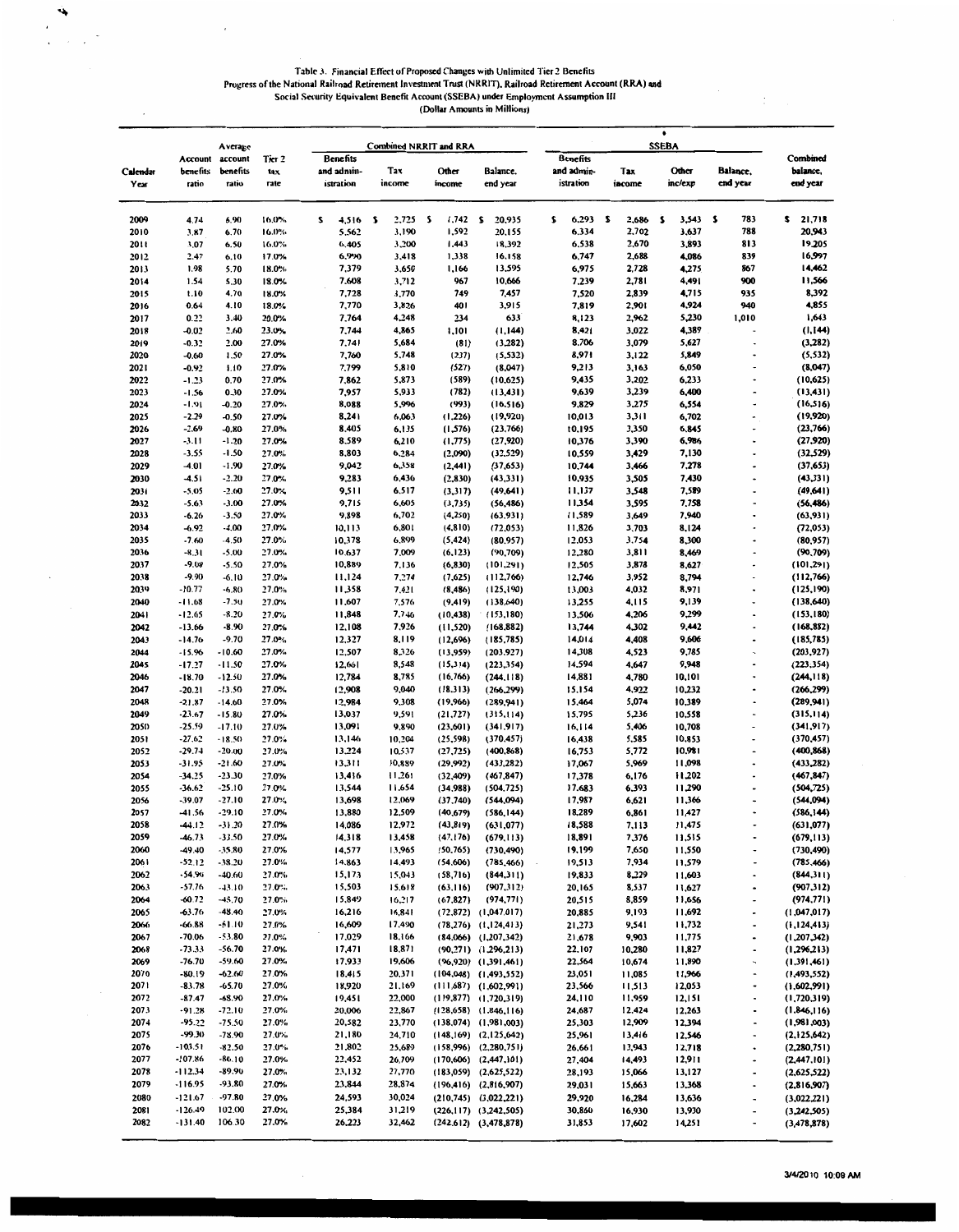Table 3. Financial Effect of Proposed Changes with Unlimited Tier 2 Benefits
Progress of the National Railroad Retirement Investment Trust (NRRIT), Railroad Retirement Account (RRA) and
Social Security Equivalent Benefit Account (SSEBA) under Employment Assumption III
(Dollar Amounts in Millions)

| Calendar Year | Account benefits ratio | Average account benefits ratio | Tier 2 tax rate | Combined NRRIT and RRA: Benefits and administration | Combined NRRIT and RRA: Tax income | Combined NRRIT and RRA: Other income | Combined NRRIT and RRA: Balance, end year | SSEBA: Benefits and administration | SSEBA: Tax income | SSEBA: Other inc/exp | SSEBA: Balance, end year | Combined balance, end year |
|---|---|---|---|---|---|---|---|---|---|---|---|---|
| 2009 | 4.74 | 6.90 | 16.0% | $ 4,516 | $ 2,725 | $ 1,742 | $ 20,935 | $ 6,293 | $ 2,686 | $ 3,543 | $ 783 | $ 21,718 |
| 2010 | 3.87 | 6.70 | 16.0% | 5,562 | 3,190 | 1,592 | 20,155 | 6,334 | 2,702 | 3,637 | 788 | 20,943 |
| 2011 | 3.07 | 6.50 | 16.0% | 6,405 | 3,200 | 1,443 | 18,392 | 6,538 | 2,670 | 3,893 | 813 | 19,205 |
| 2012 | 2.47 | 6.10 | 17.0% | 6,990 | 3,418 | 1,338 | 16,158 | 6,747 | 2,688 | 4,086 | 839 | 16,997 |
| 2013 | 1.98 | 5.70 | 18.0% | 7,379 | 3,650 | 1,166 | 13,595 | 6,975 | 2,728 | 4,275 | 867 | 14,462 |
| 2014 | 1.54 | 5.30 | 18.0% | 7,608 | 3,712 | 967 | 10,666 | 7,239 | 2,781 | 4,491 | 900 | 11,566 |
| 2015 | 1.10 | 4.70 | 18.0% | 7,728 | 3,770 | 749 | 7,457 | 7,520 | 2,839 | 4,715 | 935 | 8,392 |
| 2016 | 0.64 | 4.10 | 18.0% | 7,770 | 3,826 | 401 | 3,915 | 7,819 | 2,901 | 4,924 | 940 | 4,855 |
| 2017 | 0.22 | 3.40 | 20.0% | 7,764 | 4,248 | 234 | 633 | 8,123 | 2,962 | 5,230 | 1,010 | 1,643 |
| 2018 | -0.02 | 2.60 | 23.0% | 7,744 | 4,865 | 1,101 | (1,144) | 8,421 | 3,022 | 4,389 | - | (1,144) |
| 2019 | -0.32 | 2.00 | 27.0% | 7,741 | 5,684 | (81) | (3,282) | 8,706 | 3,079 | 5,627 | - | (3,282) |
| 2020 | -0.60 | 1.50 | 27.0% | 7,760 | 5,748 | (237) | (5,532) | 8,971 | 3,122 | 5,849 | - | (5,532) |
| 2021 | -0.92 | 1.10 | 27.0% | 7,799 | 5,810 | (527) | (8,047) | 9,213 | 3,163 | 6,050 | - | (8,047) |
| 2022 | -1.23 | 0.70 | 27.0% | 7,862 | 5,873 | (589) | (10,625) | 9,435 | 3,202 | 6,233 | - | (10,625) |
| 2023 | -1.56 | 0.30 | 27.0% | 7,957 | 5,933 | (782) | (13,431) | 9,639 | 3,239 | 6,400 | - | (13,431) |
| 2024 | -1.91 | -0.20 | 27.0% | 8,088 | 5,996 | (993) | (16,516) | 9,829 | 3,275 | 6,554 | - | (16,516) |
| 2025 | -2.29 | -0.50 | 27.0% | 8,241 | 6,063 | (1,226) | (19,920) | 10,013 | 3,311 | 6,702 | - | (19,920) |
| 2026 | -2.69 | -0.80 | 27.0% | 8,405 | 6,135 | (1,576) | (23,766) | 10,195 | 3,350 | 6,845 | - | (23,766) |
| 2027 | -3.11 | -1.20 | 27.0% | 8,589 | 6,210 | (1,775) | (27,920) | 10,376 | 3,390 | 6,986 | - | (27,920) |
| 2028 | -3.55 | -1.50 | 27.0% | 8,803 | 6,284 | (2,090) | (32,529) | 10,559 | 3,429 | 7,130 | - | (32,529) |
| 2029 | -4.01 | -1.90 | 27.0% | 9,042 | 6,358 | (2,441) | (37,653) | 10,744 | 3,466 | 7,278 | - | (37,653) |
| 2030 | -4.51 | -2.20 | 27.0% | 9,283 | 6,436 | (2,830) | (43,331) | 10,935 | 3,505 | 7,430 | - | (43,331) |
| 2031 | -5.05 | -2.60 | 27.0% | 9,511 | 6,517 | (3,317) | (49,641) | 11,137 | 3,548 | 7,589 | - | (49,641) |
| 2032 | -5.63 | -3.00 | 27.0% | 9,715 | 6,605 | (3,735) | (56,486) | 11,354 | 3,595 | 7,758 | - | (56,486) |
| 2033 | -6.26 | -3.50 | 27.0% | 9,898 | 6,702 | (4,250) | (63,931) | 11,589 | 3,649 | 7,940 | - | (63,931) |
| 2034 | -6.92 | -4.00 | 27.0% | 10,113 | 6,801 | (4,810) | (72,053) | 11,826 | 3,703 | 8,124 | - | (72,053) |
| 2035 | -7.60 | -4.50 | 27.0% | 10,378 | 6,899 | (5,424) | (80,957) | 12,053 | 3,754 | 8,300 | - | (80,957) |
| 2036 | -8.31 | -5.00 | 27.0% | 10,637 | 7,009 | (6,123) | (90,709) | 12,280 | 3,811 | 8,469 | - | (90,709) |
| 2037 | -9.09 | -5.50 | 27.0% | 10,889 | 7,136 | (6,830) | (101,291) | 12,505 | 3,878 | 8,627 | - | (101,291) |
| 2038 | -9.90 | -6.10 | 27.0% | 11,124 | 7,274 | (7,625) | (112,766) | 12,746 | 3,952 | 8,794 | - | (112,766) |
| 2039 | -10.77 | -6.80 | 27.0% | 11,358 | 7,421 | (8,486) | (125,190) | 13,003 | 4,032 | 8,971 | - | (125,190) |
| 2040 | -11.68 | -7.50 | 27.0% | 11,607 | 7,576 | (9,419) | (138,640) | 13,255 | 4,115 | 9,139 | - | (138,640) |
| 2041 | -12.65 | -8.20 | 27.0% | 11,848 | 7,746 | (10,438) | (153,180) | 13,506 | 4,206 | 9,299 | - | (153,180) |
| 2042 | -13.66 | -8.90 | 27.0% | 12,108 | 7,926 | (11,520) | (168,882) | 13,744 | 4,302 | 9,442 | - | (168,882) |
| 2043 | -14.76 | -9.70 | 27.0% | 12,327 | 8,119 | (12,696) | (185,785) | 14,014 | 4,408 | 9,606 | - | (185,785) |
| 2044 | -15.96 | -10.60 | 27.0% | 12,507 | 8,326 | (13,959) | (203,927) | 14,308 | 4,523 | 9,785 | - | (203,927) |
| 2045 | -17.27 | -11.50 | 27.0% | 12,661 | 8,548 | (15,314) | (223,354) | 14,594 | 4,647 | 9,948 | - | (223,354) |
| 2046 | -18.70 | -12.50 | 27.0% | 12,784 | 8,785 | (16,766) | (244,118) | 14,881 | 4,780 | 10,101 | - | (244,118) |
| 2047 | -20.21 | -13.50 | 27.0% | 12,908 | 9,040 | (18,313) | (266,299) | 15,154 | 4,922 | 10,232 | - | (266,299) |
| 2048 | -21.87 | -14.60 | 27.0% | 12,984 | 9,308 | (19,966) | (289,941) | 15,464 | 5,074 | 10,389 | - | (289,941) |
| 2049 | -23.67 | -15.80 | 27.0% | 13,037 | 9,591 | (21,727) | (315,114) | 15,795 | 5,236 | 10,558 | - | (315,114) |
| 2050 | -25.59 | -17.10 | 27.0% | 13,091 | 9,890 | (23,601) | (341,917) | 16,114 | 5,406 | 10,708 | - | (341,917) |
| 2051 | -27.62 | -18.50 | 27.0% | 13,146 | 10,204 | (25,598) | (370,457) | 16,438 | 5,585 | 10,853 | - | (370,457) |
| 2052 | -29.74 | -20.00 | 27.0% | 13,224 | 10,537 | (27,725) | (400,868) | 16,753 | 5,772 | 10,981 | - | (400,868) |
| 2053 | -31.95 | -21.60 | 27.0% | 13,311 | 10,889 | (29,992) | (433,282) | 17,067 | 5,969 | 11,098 | - | (433,282) |
| 2054 | -34.25 | -23.30 | 27.0% | 13,416 | 11,261 | (32,409) | (467,847) | 17,378 | 6,176 | 11,202 | - | (467,847) |
| 2055 | -36.62 | -25.10 | 27.0% | 13,544 | 11,654 | (34,988) | (504,725) | 17,683 | 6,393 | 11,290 | - | (504,725) |
| 2056 | -39.07 | -27.10 | 27.0% | 13,698 | 12,069 | (37,740) | (544,094) | 17,987 | 6,621 | 11,366 | - | (544,094) |
| 2057 | -41.56 | -29.10 | 27.0% | 13,880 | 12,509 | (40,679) | (586,144) | 18,289 | 6,861 | 11,427 | - | (586,144) |
| 2058 | -44.12 | -31.20 | 27.0% | 14,086 | 12,972 | (43,819) | (631,077) | 18,588 | 7,113 | 11,475 | - | (631,077) |
| 2059 | -46.73 | -33.50 | 27.0% | 14,318 | 13,458 | (47,176) | (679,113) | 18,891 | 7,376 | 11,515 | - | (679,113) |
| 2060 | -49.40 | -35.80 | 27.0% | 14,577 | 13,965 | (50,765) | (730,490) | 19,199 | 7,650 | 11,550 | - | (730,490) |
| 2061 | -52.12 | -38.20 | 27.0% | 14,863 | 14,493 | (54,606) | (785,466) | 19,513 | 7,934 | 11,579 | - | (785,466) |
| 2062 | -54.90 | -40.60 | 27.0% | 15,173 | 15,043 | (58,716) | (844,311) | 19,833 | 8,229 | 11,603 | - | (844,311) |
| 2063 | -57.76 | -43.10 | 27.0% | 15,503 | 15,618 | (63,116) | (907,312) | 20,165 | 8,537 | 11,627 | - | (907,312) |
| 2064 | -60.72 | -45.70 | 27.0% | 15,849 | 16,217 | (67,827) | (974,771) | 20,515 | 8,859 | 11,656 | - | (974,771) |
| 2065 | -63.76 | -48.40 | 27.0% | 16,216 | 16,841 | (72,872) | (1,047,017) | 20,885 | 9,193 | 11,692 | - | (1,047,017) |
| 2066 | -66.88 | -51.10 | 27.0% | 16,609 | 17,490 | (78,276) | (1,124,413) | 21,273 | 9,541 | 11,732 | - | (1,124,413) |
| 2067 | -70.06 | -53.80 | 27.0% | 17,029 | 18,166 | (84,066) | (1,207,342) | 21,678 | 9,903 | 11,775 | - | (1,207,342) |
| 2068 | -73.33 | -56.70 | 27.0% | 17,471 | 18,871 | (90,271) | (1,296,213) | 22,107 | 10,280 | 11,827 | - | (1,296,213) |
| 2069 | -76.70 | -59.60 | 27.0% | 17,933 | 19,606 | (96,920) | (1,391,461) | 22,564 | 10,674 | 11,890 | - | (1,391,461) |
| 2070 | -80.19 | -62.60 | 27.0% | 18,415 | 20,371 | (104,048) | (1,493,552) | 23,051 | 11,085 | 11,966 | - | (1,493,552) |
| 2071 | -83.78 | -65.70 | 27.0% | 18,920 | 21,169 | (111,687) | (1,602,991) | 23,566 | 11,513 | 12,053 | - | (1,602,991) |
| 2072 | -87.47 | -68.90 | 27.0% | 19,451 | 22,000 | (119,877) | (1,720,319) | 24,110 | 11,959 | 12,151 | - | (1,720,319) |
| 2073 | -91.28 | -72.10 | 27.0% | 20,006 | 22,867 | (128,658) | (1,846,116) | 24,687 | 12,424 | 12,263 | - | (1,846,116) |
| 2074 | -95.22 | -75.50 | 27.0% | 20,582 | 23,770 | (138,074) | (1,981,003) | 25,303 | 12,909 | 12,394 | - | (1,981,003) |
| 2075 | -99.30 | -78.90 | 27.0% | 21,180 | 24,710 | (148,169) | (2,125,642) | 25,961 | 13,416 | 12,546 | - | (2,125,642) |
| 2076 | -103.51 | -82.50 | 27.0% | 21,802 | 25,689 | (158,996) | (2,280,751) | 26,661 | 13,943 | 12,718 | - | (2,280,751) |
| 2077 | -107.86 | -86.10 | 27.0% | 22,452 | 26,709 | (170,606) | (2,447,101) | 27,404 | 14,493 | 12,911 | - | (2,447,101) |
| 2078 | -112.34 | -89.90 | 27.0% | 23,132 | 27,770 | (183,059) | (2,625,522) | 28,193 | 15,066 | 13,127 | - | (2,625,522) |
| 2079 | -116.95 | -93.80 | 27.0% | 23,844 | 28,874 | (196,416) | (2,816,907) | 29,031 | 15,663 | 13,368 | - | (2,816,907) |
| 2080 | -121.67 | -97.80 | 27.0% | 24,593 | 30,024 | (210,745) | (3,022,221) | 29,920 | 16,284 | 13,636 | - | (3,022,221) |
| 2081 | -126.49 | 102.00 | 27.0% | 25,384 | 31,219 | (226,117) | (3,242,505) | 30,860 | 16,930 | 13,930 | - | (3,242,505) |
| 2082 | -131.40 | 106.30 | 27.0% | 26,223 | 32,462 | (242,612) | (3,478,878) | 31,853 | 17,602 | 14,251 | - | (3,478,878) |

3/4/2010 10:09 AM